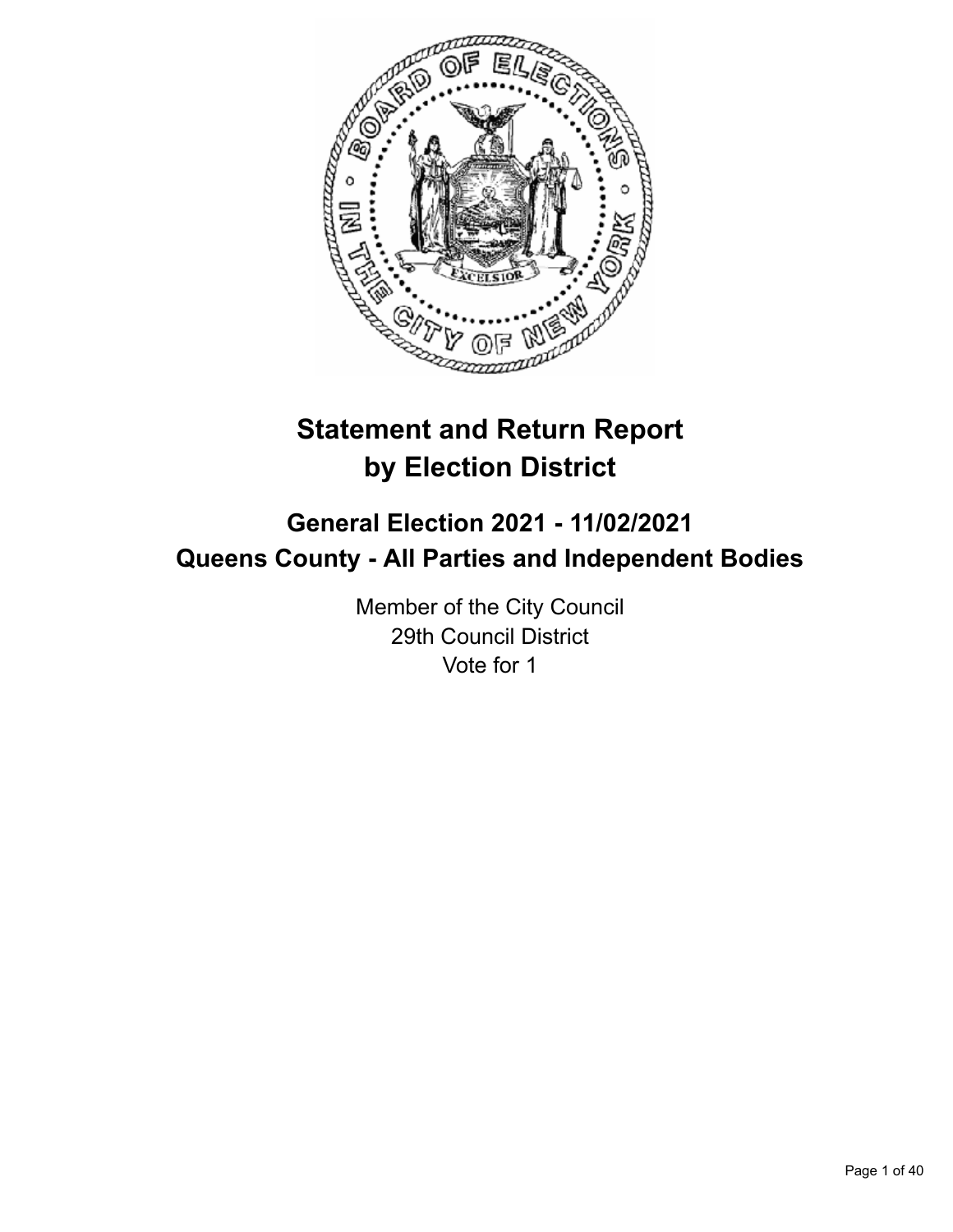# Statement and Return Report by Election District

## General Election 2021 - 11/02/2021
## Queens County - All Parties and Independent Bodies

Member of the City Council
29th Council District
Vote for 1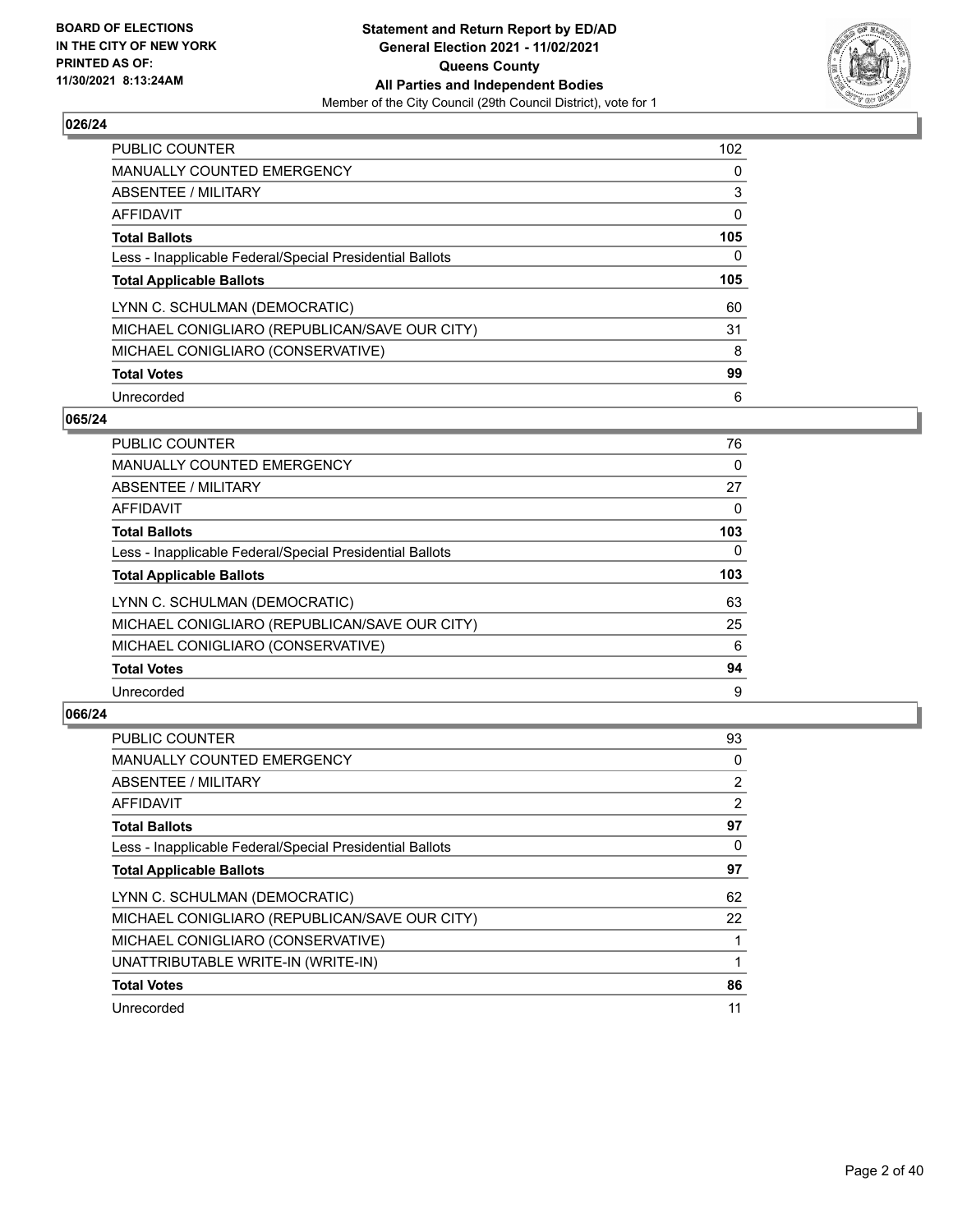**026/24**

| | |
|---|---|
| PUBLIC COUNTER | 102 |
| MANUALLY COUNTED EMERGENCY | 0 |
| ABSENTEE / MILITARY | 3 |
| AFFIDAVIT | 0 |
| **Total Ballots** | **105** |
| Less - Inapplicable Federal/Special Presidential Ballots | 0 |
| **Total Applicable Ballots** | **105** |
| LYNN C. SCHULMAN (DEMOCRATIC) | 60 |
| MICHAEL CONIGLIARO (REPUBLICAN/SAVE OUR CITY) | 31 |
| MICHAEL CONIGLIARO (CONSERVATIVE) | 8 |
| **Total Votes** | **99** |
| Unrecorded | 6 |

**065/24**

| | |
|---|---|
| PUBLIC COUNTER | 76 |
| MANUALLY COUNTED EMERGENCY | 0 |
| ABSENTEE / MILITARY | 27 |
| AFFIDAVIT | 0 |
| **Total Ballots** | **103** |
| Less - Inapplicable Federal/Special Presidential Ballots | 0 |
| **Total Applicable Ballots** | **103** |
| LYNN C. SCHULMAN (DEMOCRATIC) | 63 |
| MICHAEL CONIGLIARO (REPUBLICAN/SAVE OUR CITY) | 25 |
| MICHAEL CONIGLIARO (CONSERVATIVE) | 6 |
| **Total Votes** | **94** |
| Unrecorded | 9 |

**066/24**

| | |
|---|---|
| PUBLIC COUNTER | 93 |
| MANUALLY COUNTED EMERGENCY | 0 |
| ABSENTEE / MILITARY | 2 |
| AFFIDAVIT | 2 |
| **Total Ballots** | **97** |
| Less - Inapplicable Federal/Special Presidential Ballots | 0 |
| **Total Applicable Ballots** | **97** |
| LYNN C. SCHULMAN (DEMOCRATIC) | 62 |
| MICHAEL CONIGLIARO (REPUBLICAN/SAVE OUR CITY) | 22 |
| MICHAEL CONIGLIARO (CONSERVATIVE) | 1 |
| UNATTRIBUTABLE WRITE-IN (WRITE-IN) | 1 |
| **Total Votes** | **86** |
| Unrecorded | 11 |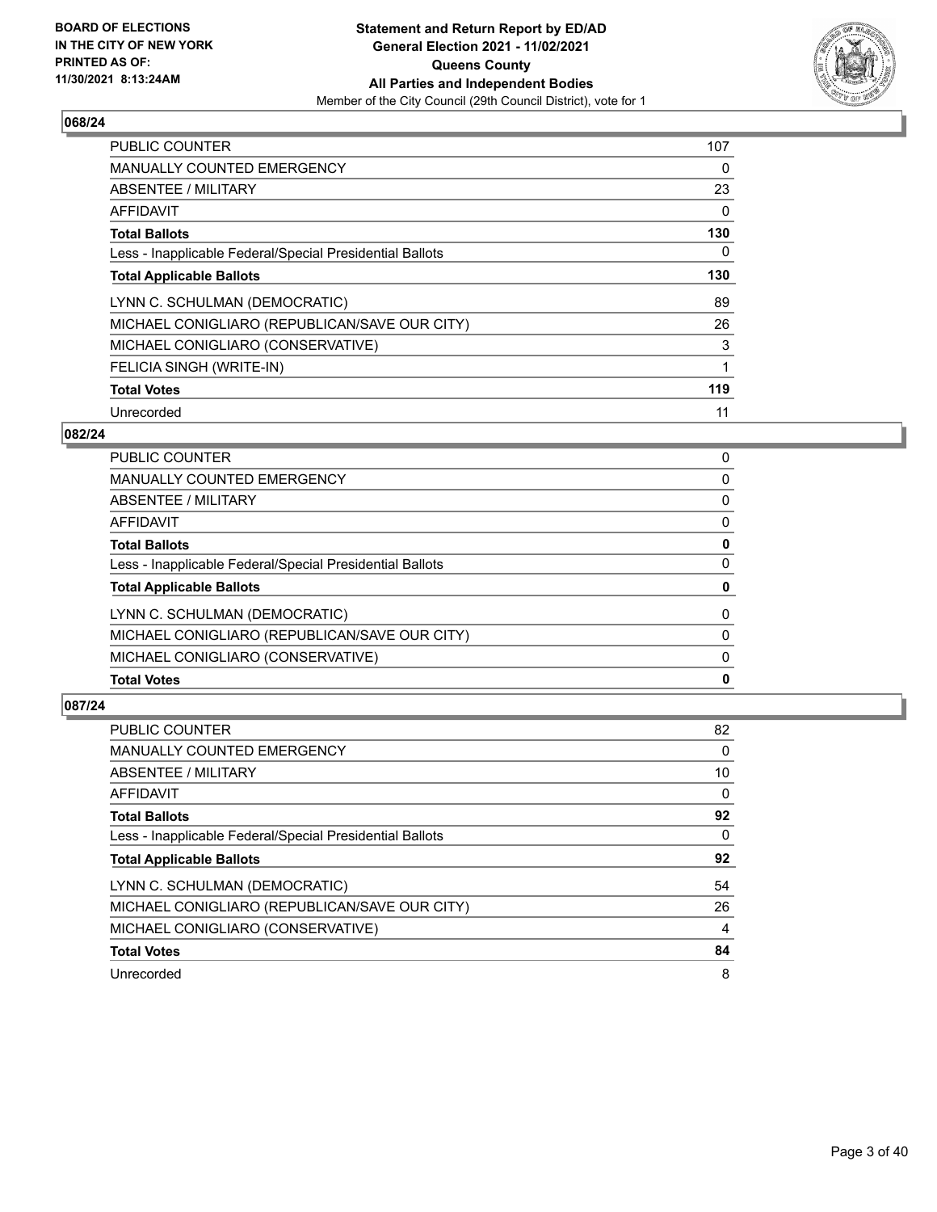**BOARD OF ELECTIONS IN THE CITY OF NEW YORK PRINTED AS OF: 11/30/2021 8:13:24AM**

**Statement and Return Report by ED/AD General Election 2021 - 11/02/2021 Queens County All Parties and Independent Bodies**

Member of the City Council (29th Council District), vote for 1

## 068/24

| | |
|---|---|
| PUBLIC COUNTER | 107 |
| MANUALLY COUNTED EMERGENCY | 0 |
| ABSENTEE / MILITARY | 23 |
| AFFIDAVIT | 0 |
| **Total Ballots** | **130** |
| Less - Inapplicable Federal/Special Presidential Ballots | 0 |
| **Total Applicable Ballots** | **130** |
| LYNN C. SCHULMAN (DEMOCRATIC) | 89 |
| MICHAEL CONIGLIARO (REPUBLICAN/SAVE OUR CITY) | 26 |
| MICHAEL CONIGLIARO (CONSERVATIVE) | 3 |
| FELICIA SINGH (WRITE-IN) | 1 |
| **Total Votes** | **119** |
| Unrecorded | 11 |

## 082/24

| | |
|---|---|
| PUBLIC COUNTER | 0 |
| MANUALLY COUNTED EMERGENCY | 0 |
| ABSENTEE / MILITARY | 0 |
| AFFIDAVIT | 0 |
| **Total Ballots** | **0** |
| Less - Inapplicable Federal/Special Presidential Ballots | 0 |
| **Total Applicable Ballots** | **0** |
| LYNN C. SCHULMAN (DEMOCRATIC) | 0 |
| MICHAEL CONIGLIARO (REPUBLICAN/SAVE OUR CITY) | 0 |
| MICHAEL CONIGLIARO (CONSERVATIVE) | 0 |
| **Total Votes** | **0** |

## 087/24

| | |
|---|---|
| PUBLIC COUNTER | 82 |
| MANUALLY COUNTED EMERGENCY | 0 |
| ABSENTEE / MILITARY | 10 |
| AFFIDAVIT | 0 |
| **Total Ballots** | **92** |
| Less - Inapplicable Federal/Special Presidential Ballots | 0 |
| **Total Applicable Ballots** | **92** |
| LYNN C. SCHULMAN (DEMOCRATIC) | 54 |
| MICHAEL CONIGLIARO (REPUBLICAN/SAVE OUR CITY) | 26 |
| MICHAEL CONIGLIARO (CONSERVATIVE) | 4 |
| **Total Votes** | **84** |
| Unrecorded | 8 |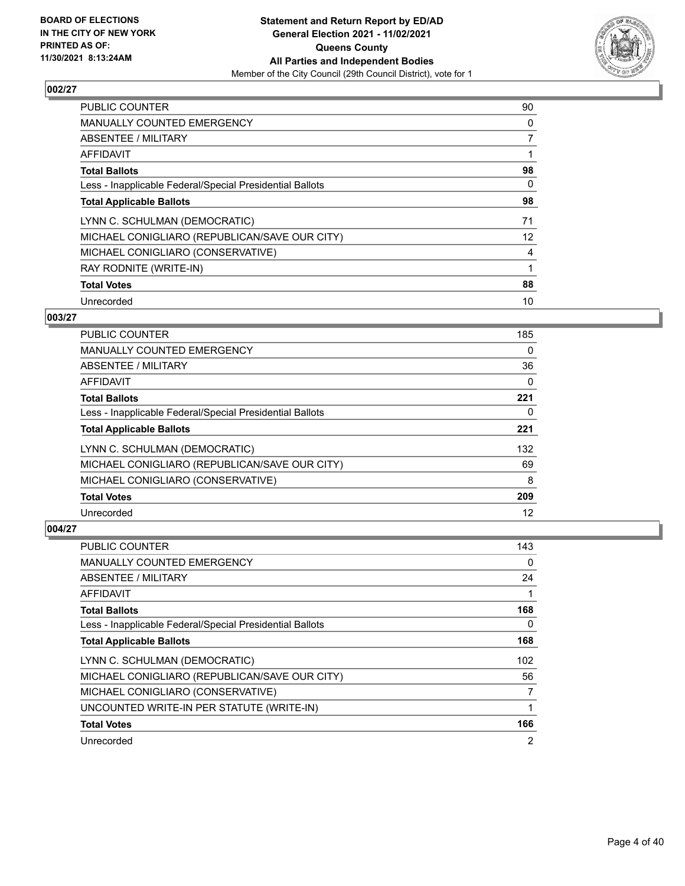## 002/27

| | |
|---|---|
| PUBLIC COUNTER | 90 |
| MANUALLY COUNTED EMERGENCY | 0 |
| ABSENTEE / MILITARY | 7 |
| AFFIDAVIT | 1 |
| **Total Ballots** | **98** |
| Less - Inapplicable Federal/Special Presidential Ballots | 0 |
| **Total Applicable Ballots** | **98** |
| LYNN C. SCHULMAN (DEMOCRATIC) | 71 |
| MICHAEL CONIGLIARO (REPUBLICAN/SAVE OUR CITY) | 12 |
| MICHAEL CONIGLIARO (CONSERVATIVE) | 4 |
| RAY RODNITE (WRITE-IN) | 1 |
| **Total Votes** | **88** |
| Unrecorded | 10 |

## 003/27

| | |
|---|---|
| PUBLIC COUNTER | 185 |
| MANUALLY COUNTED EMERGENCY | 0 |
| ABSENTEE / MILITARY | 36 |
| AFFIDAVIT | 0 |
| **Total Ballots** | **221** |
| Less - Inapplicable Federal/Special Presidential Ballots | 0 |
| **Total Applicable Ballots** | **221** |
| LYNN C. SCHULMAN (DEMOCRATIC) | 132 |
| MICHAEL CONIGLIARO (REPUBLICAN/SAVE OUR CITY) | 69 |
| MICHAEL CONIGLIARO (CONSERVATIVE) | 8 |
| **Total Votes** | **209** |
| Unrecorded | 12 |

## 004/27

| | |
|---|---|
| PUBLIC COUNTER | 143 |
| MANUALLY COUNTED EMERGENCY | 0 |
| ABSENTEE / MILITARY | 24 |
| AFFIDAVIT | 1 |
| **Total Ballots** | **168** |
| Less - Inapplicable Federal/Special Presidential Ballots | 0 |
| **Total Applicable Ballots** | **168** |
| LYNN C. SCHULMAN (DEMOCRATIC) | 102 |
| MICHAEL CONIGLIARO (REPUBLICAN/SAVE OUR CITY) | 56 |
| MICHAEL CONIGLIARO (CONSERVATIVE) | 7 |
| UNCOUNTED WRITE-IN PER STATUTE (WRITE-IN) | 1 |
| **Total Votes** | **166** |
| Unrecorded | 2 |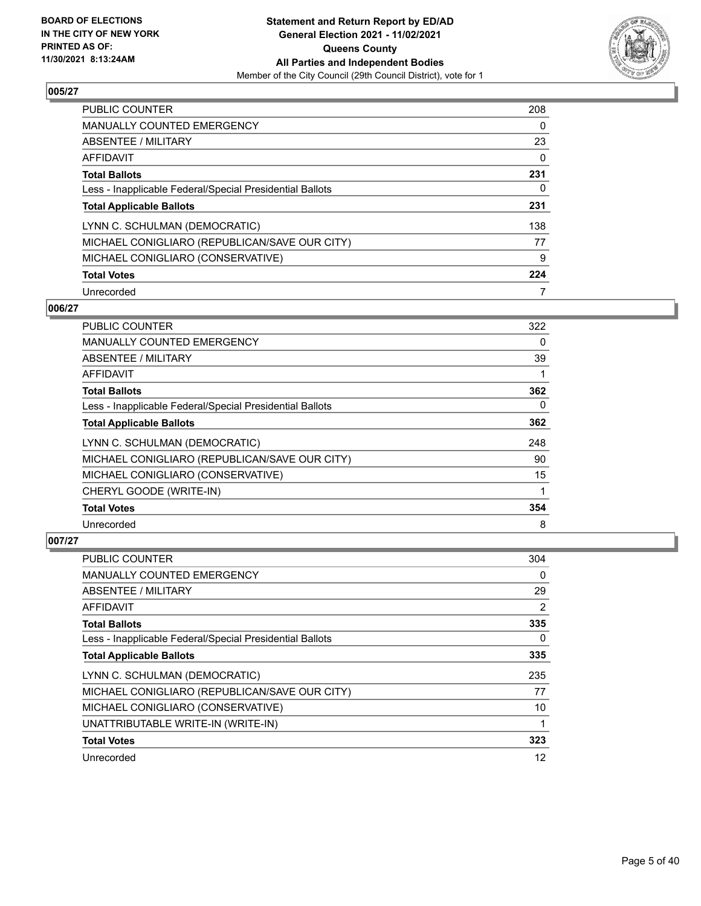BOARD OF ELECTIONS
IN THE CITY OF NEW YORK
PRINTED AS OF:
11/30/2021 8:13:24AM

**Statement and Return Report by ED/AD**
**General Election 2021 - 11/02/2021**
**Queens County**
**All Parties and Independent Bodies**
Member of the City Council (29th Council District), vote for 1

### 005/27

| | |
|---|---|
| PUBLIC COUNTER | 208 |
| MANUALLY COUNTED EMERGENCY | 0 |
| ABSENTEE / MILITARY | 23 |
| AFFIDAVIT | 0 |
| **Total Ballots** | **231** |
| Less - Inapplicable Federal/Special Presidential Ballots | 0 |
| **Total Applicable Ballots** | **231** |
| LYNN C. SCHULMAN (DEMOCRATIC) | 138 |
| MICHAEL CONIGLIARO (REPUBLICAN/SAVE OUR CITY) | 77 |
| MICHAEL CONIGLIARO (CONSERVATIVE) | 9 |
| **Total Votes** | **224** |
| Unrecorded | 7 |

### 006/27

| | |
|---|---|
| PUBLIC COUNTER | 322 |
| MANUALLY COUNTED EMERGENCY | 0 |
| ABSENTEE / MILITARY | 39 |
| AFFIDAVIT | 1 |
| **Total Ballots** | **362** |
| Less - Inapplicable Federal/Special Presidential Ballots | 0 |
| **Total Applicable Ballots** | **362** |
| LYNN C. SCHULMAN (DEMOCRATIC) | 248 |
| MICHAEL CONIGLIARO (REPUBLICAN/SAVE OUR CITY) | 90 |
| MICHAEL CONIGLIARO (CONSERVATIVE) | 15 |
| CHERYL GOODE (WRITE-IN) | 1 |
| **Total Votes** | **354** |
| Unrecorded | 8 |

### 007/27

| | |
|---|---|
| PUBLIC COUNTER | 304 |
| MANUALLY COUNTED EMERGENCY | 0 |
| ABSENTEE / MILITARY | 29 |
| AFFIDAVIT | 2 |
| **Total Ballots** | **335** |
| Less - Inapplicable Federal/Special Presidential Ballots | 0 |
| **Total Applicable Ballots** | **335** |
| LYNN C. SCHULMAN (DEMOCRATIC) | 235 |
| MICHAEL CONIGLIARO (REPUBLICAN/SAVE OUR CITY) | 77 |
| MICHAEL CONIGLIARO (CONSERVATIVE) | 10 |
| UNATTRIBUTABLE WRITE-IN (WRITE-IN) | 1 |
| **Total Votes** | **323** |
| Unrecorded | 12 |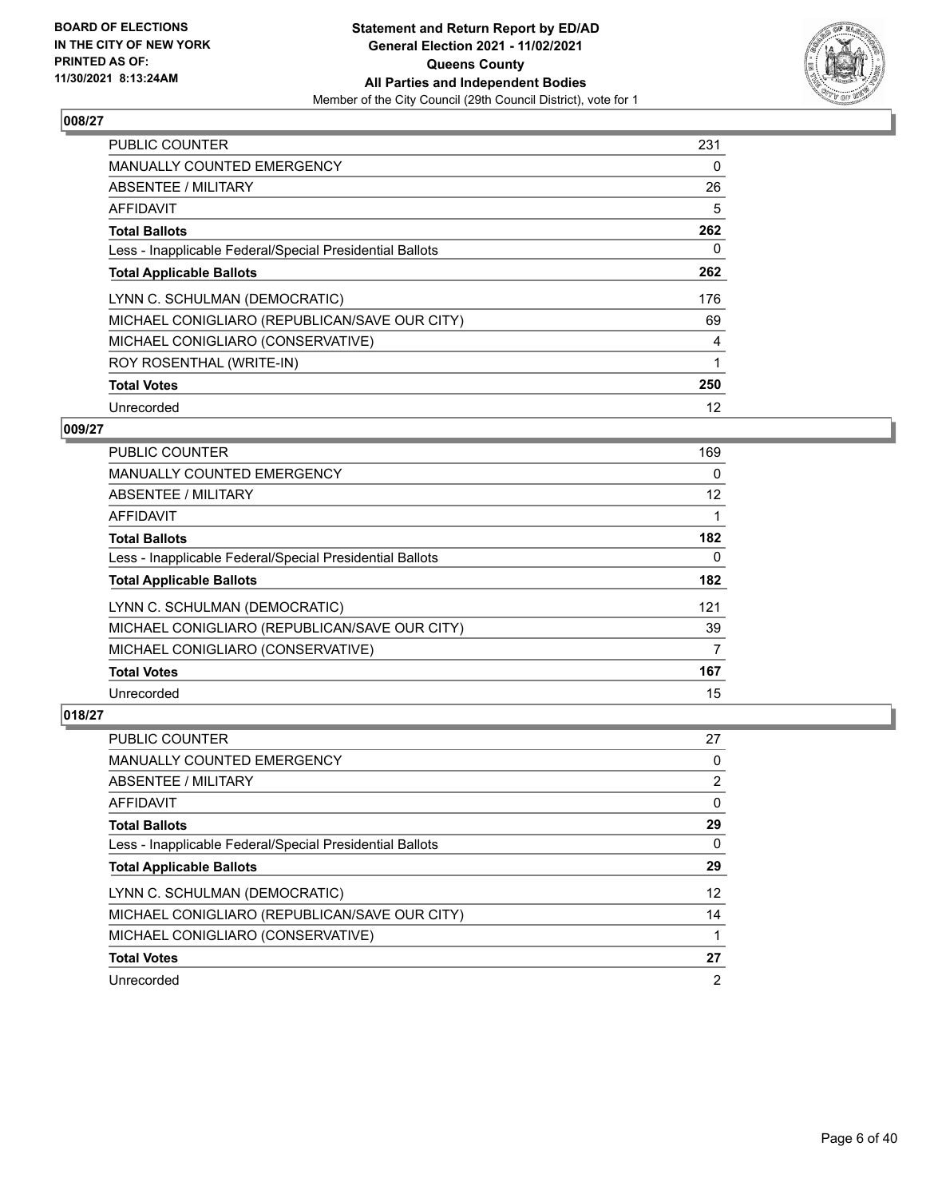## 008/27

| | |
|---|---|
| PUBLIC COUNTER | 231 |
| MANUALLY COUNTED EMERGENCY | 0 |
| ABSENTEE / MILITARY | 26 |
| AFFIDAVIT | 5 |
| **Total Ballots** | **262** |
| Less - Inapplicable Federal/Special Presidential Ballots | 0 |
| **Total Applicable Ballots** | **262** |
| LYNN C. SCHULMAN (DEMOCRATIC) | 176 |
| MICHAEL CONIGLIARO (REPUBLICAN/SAVE OUR CITY) | 69 |
| MICHAEL CONIGLIARO (CONSERVATIVE) | 4 |
| ROY ROSENTHAL (WRITE-IN) | 1 |
| **Total Votes** | **250** |
| Unrecorded | 12 |

## 009/27

| | |
|---|---|
| PUBLIC COUNTER | 169 |
| MANUALLY COUNTED EMERGENCY | 0 |
| ABSENTEE / MILITARY | 12 |
| AFFIDAVIT | 1 |
| **Total Ballots** | **182** |
| Less - Inapplicable Federal/Special Presidential Ballots | 0 |
| **Total Applicable Ballots** | **182** |
| LYNN C. SCHULMAN (DEMOCRATIC) | 121 |
| MICHAEL CONIGLIARO (REPUBLICAN/SAVE OUR CITY) | 39 |
| MICHAEL CONIGLIARO (CONSERVATIVE) | 7 |
| **Total Votes** | **167** |
| Unrecorded | 15 |

## 018/27

| | |
|---|---|
| PUBLIC COUNTER | 27 |
| MANUALLY COUNTED EMERGENCY | 0 |
| ABSENTEE / MILITARY | 2 |
| AFFIDAVIT | 0 |
| **Total Ballots** | **29** |
| Less - Inapplicable Federal/Special Presidential Ballots | 0 |
| **Total Applicable Ballots** | **29** |
| LYNN C. SCHULMAN (DEMOCRATIC) | 12 |
| MICHAEL CONIGLIARO (REPUBLICAN/SAVE OUR CITY) | 14 |
| MICHAEL CONIGLIARO (CONSERVATIVE) | 1 |
| **Total Votes** | **27** |
| Unrecorded | 2 |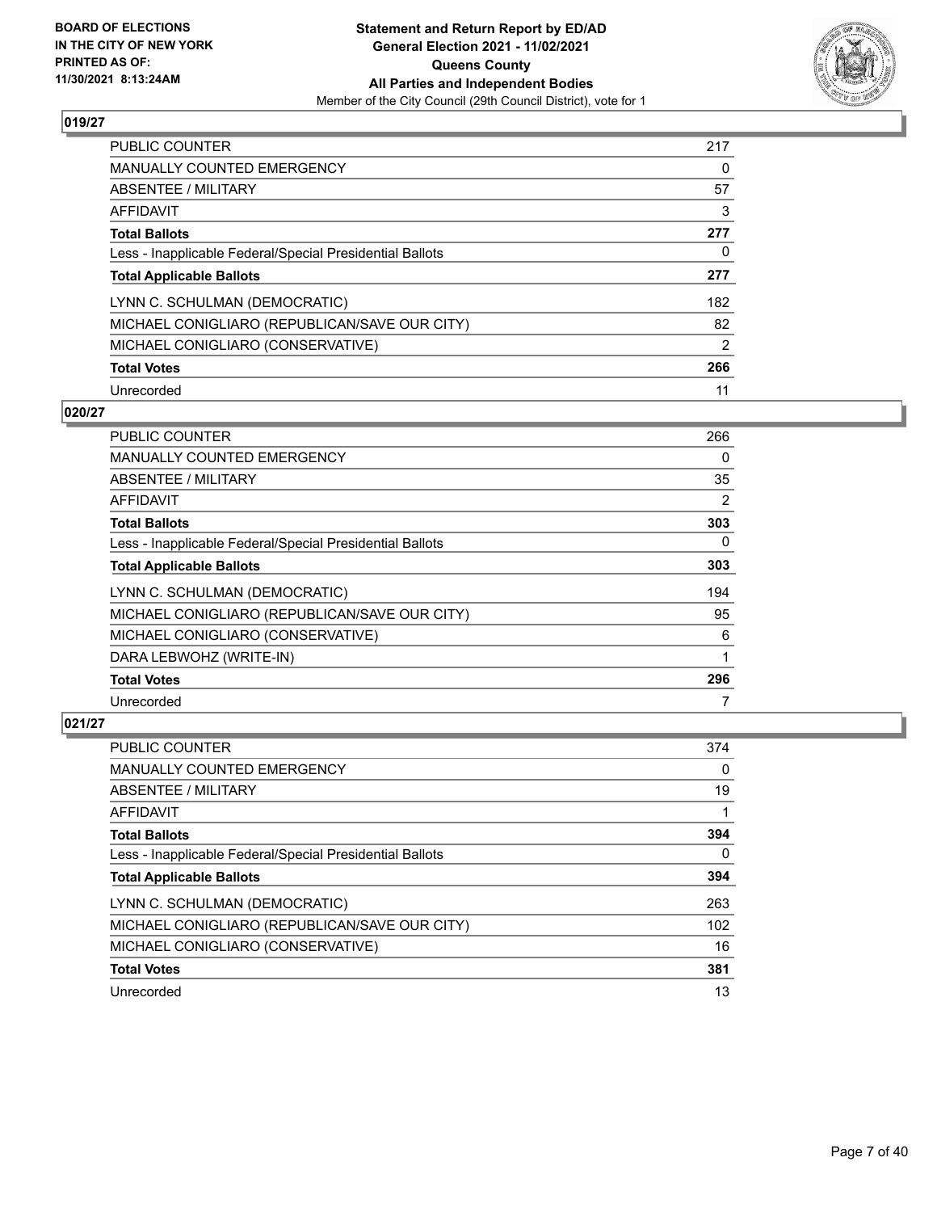**BOARD OF ELECTIONS IN THE CITY OF NEW YORK PRINTED AS OF: 11/30/2021 8:13:24AM**

# Statement and Return Report by ED/AD General Election 2021 - 11/02/2021 Queens County All Parties and Independent Bodies

Member of the City Council (29th Council District), vote for 1

## 019/27

| | |
|---|---|
| PUBLIC COUNTER | 217 |
| MANUALLY COUNTED EMERGENCY | 0 |
| ABSENTEE / MILITARY | 57 |
| AFFIDAVIT | 3 |
| **Total Ballots** | **277** |
| Less - Inapplicable Federal/Special Presidential Ballots | 0 |
| **Total Applicable Ballots** | **277** |
| LYNN C. SCHULMAN (DEMOCRATIC) | 182 |
| MICHAEL CONIGLIARO (REPUBLICAN/SAVE OUR CITY) | 82 |
| MICHAEL CONIGLIARO (CONSERVATIVE) | 2 |
| **Total Votes** | **266** |
| Unrecorded | 11 |

## 020/27

| | |
|---|---|
| PUBLIC COUNTER | 266 |
| MANUALLY COUNTED EMERGENCY | 0 |
| ABSENTEE / MILITARY | 35 |
| AFFIDAVIT | 2 |
| **Total Ballots** | **303** |
| Less - Inapplicable Federal/Special Presidential Ballots | 0 |
| **Total Applicable Ballots** | **303** |
| LYNN C. SCHULMAN (DEMOCRATIC) | 194 |
| MICHAEL CONIGLIARO (REPUBLICAN/SAVE OUR CITY) | 95 |
| MICHAEL CONIGLIARO (CONSERVATIVE) | 6 |
| DARA LEBWOHZ (WRITE-IN) | 1 |
| **Total Votes** | **296** |
| Unrecorded | 7 |

## 021/27

| | |
|---|---|
| PUBLIC COUNTER | 374 |
| MANUALLY COUNTED EMERGENCY | 0 |
| ABSENTEE / MILITARY | 19 |
| AFFIDAVIT | 1 |
| **Total Ballots** | **394** |
| Less - Inapplicable Federal/Special Presidential Ballots | 0 |
| **Total Applicable Ballots** | **394** |
| LYNN C. SCHULMAN (DEMOCRATIC) | 263 |
| MICHAEL CONIGLIARO (REPUBLICAN/SAVE OUR CITY) | 102 |
| MICHAEL CONIGLIARO (CONSERVATIVE) | 16 |
| **Total Votes** | **381** |
| Unrecorded | 13 |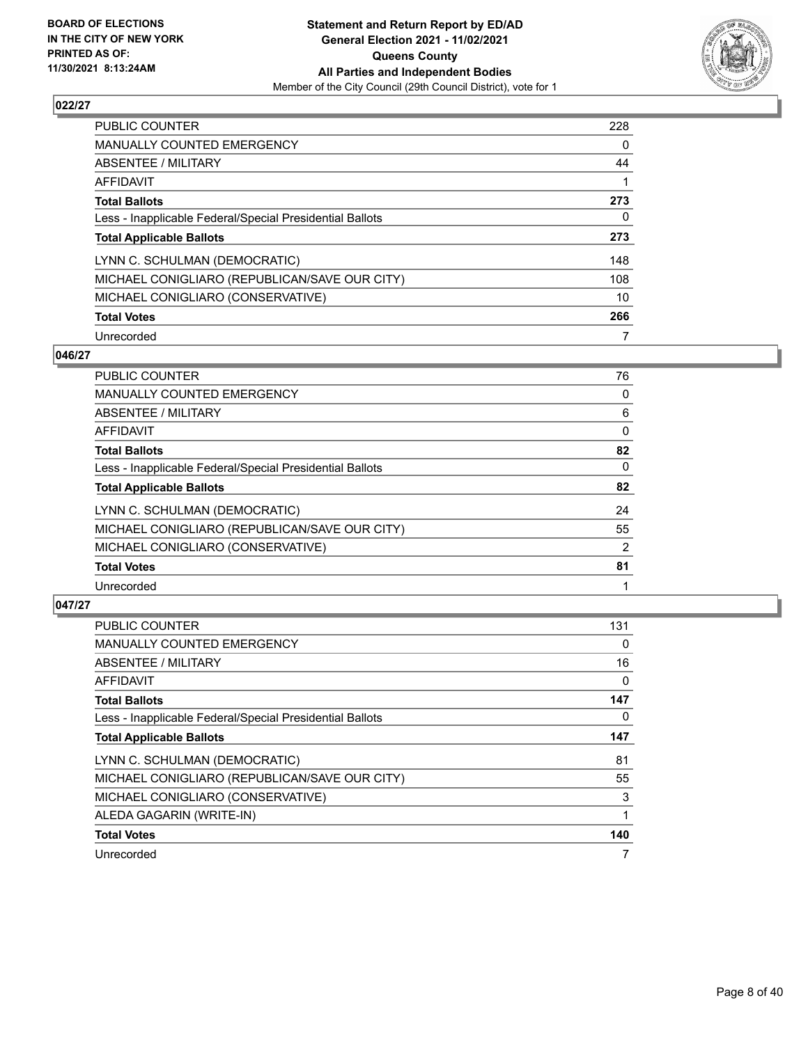## 022/27

| | |
|---|---|
| PUBLIC COUNTER | 228 |
| MANUALLY COUNTED EMERGENCY | 0 |
| ABSENTEE / MILITARY | 44 |
| AFFIDAVIT | 1 |
| **Total Ballots** | **273** |
| Less - Inapplicable Federal/Special Presidential Ballots | 0 |
| **Total Applicable Ballots** | **273** |
| LYNN C. SCHULMAN (DEMOCRATIC) | 148 |
| MICHAEL CONIGLIARO (REPUBLICAN/SAVE OUR CITY) | 108 |
| MICHAEL CONIGLIARO (CONSERVATIVE) | 10 |
| **Total Votes** | **266** |
| Unrecorded | 7 |

## 046/27

| | |
|---|---|
| PUBLIC COUNTER | 76 |
| MANUALLY COUNTED EMERGENCY | 0 |
| ABSENTEE / MILITARY | 6 |
| AFFIDAVIT | 0 |
| **Total Ballots** | **82** |
| Less - Inapplicable Federal/Special Presidential Ballots | 0 |
| **Total Applicable Ballots** | **82** |
| LYNN C. SCHULMAN (DEMOCRATIC) | 24 |
| MICHAEL CONIGLIARO (REPUBLICAN/SAVE OUR CITY) | 55 |
| MICHAEL CONIGLIARO (CONSERVATIVE) | 2 |
| **Total Votes** | **81** |
| Unrecorded | 1 |

## 047/27

| | |
|---|---|
| PUBLIC COUNTER | 131 |
| MANUALLY COUNTED EMERGENCY | 0 |
| ABSENTEE / MILITARY | 16 |
| AFFIDAVIT | 0 |
| **Total Ballots** | **147** |
| Less - Inapplicable Federal/Special Presidential Ballots | 0 |
| **Total Applicable Ballots** | **147** |
| LYNN C. SCHULMAN (DEMOCRATIC) | 81 |
| MICHAEL CONIGLIARO (REPUBLICAN/SAVE OUR CITY) | 55 |
| MICHAEL CONIGLIARO (CONSERVATIVE) | 3 |
| ALEDA GAGARIN (WRITE-IN) | 1 |
| **Total Votes** | **140** |
| Unrecorded | 7 |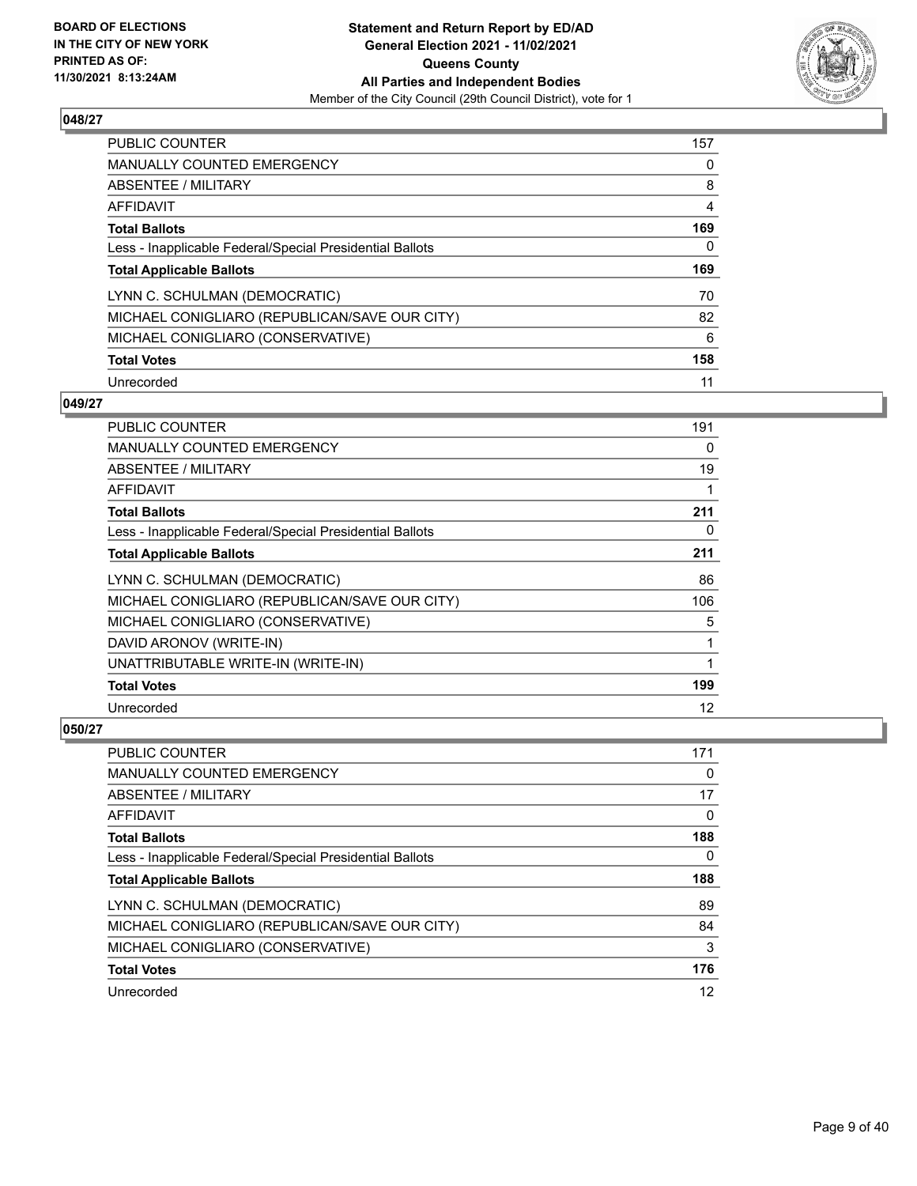### 048/27

| | |
|---|---|
| PUBLIC COUNTER | 157 |
| MANUALLY COUNTED EMERGENCY | 0 |
| ABSENTEE / MILITARY | 8 |
| AFFIDAVIT | 4 |
| **Total Ballots** | **169** |
| Less - Inapplicable Federal/Special Presidential Ballots | 0 |
| **Total Applicable Ballots** | **169** |
| LYNN C. SCHULMAN (DEMOCRATIC) | 70 |
| MICHAEL CONIGLIARO (REPUBLICAN/SAVE OUR CITY) | 82 |
| MICHAEL CONIGLIARO (CONSERVATIVE) | 6 |
| **Total Votes** | **158** |
| Unrecorded | 11 |

### 049/27

| | |
|---|---|
| PUBLIC COUNTER | 191 |
| MANUALLY COUNTED EMERGENCY | 0 |
| ABSENTEE / MILITARY | 19 |
| AFFIDAVIT | 1 |
| **Total Ballots** | **211** |
| Less - Inapplicable Federal/Special Presidential Ballots | 0 |
| **Total Applicable Ballots** | **211** |
| LYNN C. SCHULMAN (DEMOCRATIC) | 86 |
| MICHAEL CONIGLIARO (REPUBLICAN/SAVE OUR CITY) | 106 |
| MICHAEL CONIGLIARO (CONSERVATIVE) | 5 |
| DAVID ARONOV (WRITE-IN) | 1 |
| UNATTRIBUTABLE WRITE-IN (WRITE-IN) | 1 |
| **Total Votes** | **199** |
| Unrecorded | 12 |

### 050/27

| | |
|---|---|
| PUBLIC COUNTER | 171 |
| MANUALLY COUNTED EMERGENCY | 0 |
| ABSENTEE / MILITARY | 17 |
| AFFIDAVIT | 0 |
| **Total Ballots** | **188** |
| Less - Inapplicable Federal/Special Presidential Ballots | 0 |
| **Total Applicable Ballots** | **188** |
| LYNN C. SCHULMAN (DEMOCRATIC) | 89 |
| MICHAEL CONIGLIARO (REPUBLICAN/SAVE OUR CITY) | 84 |
| MICHAEL CONIGLIARO (CONSERVATIVE) | 3 |
| **Total Votes** | **176** |
| Unrecorded | 12 |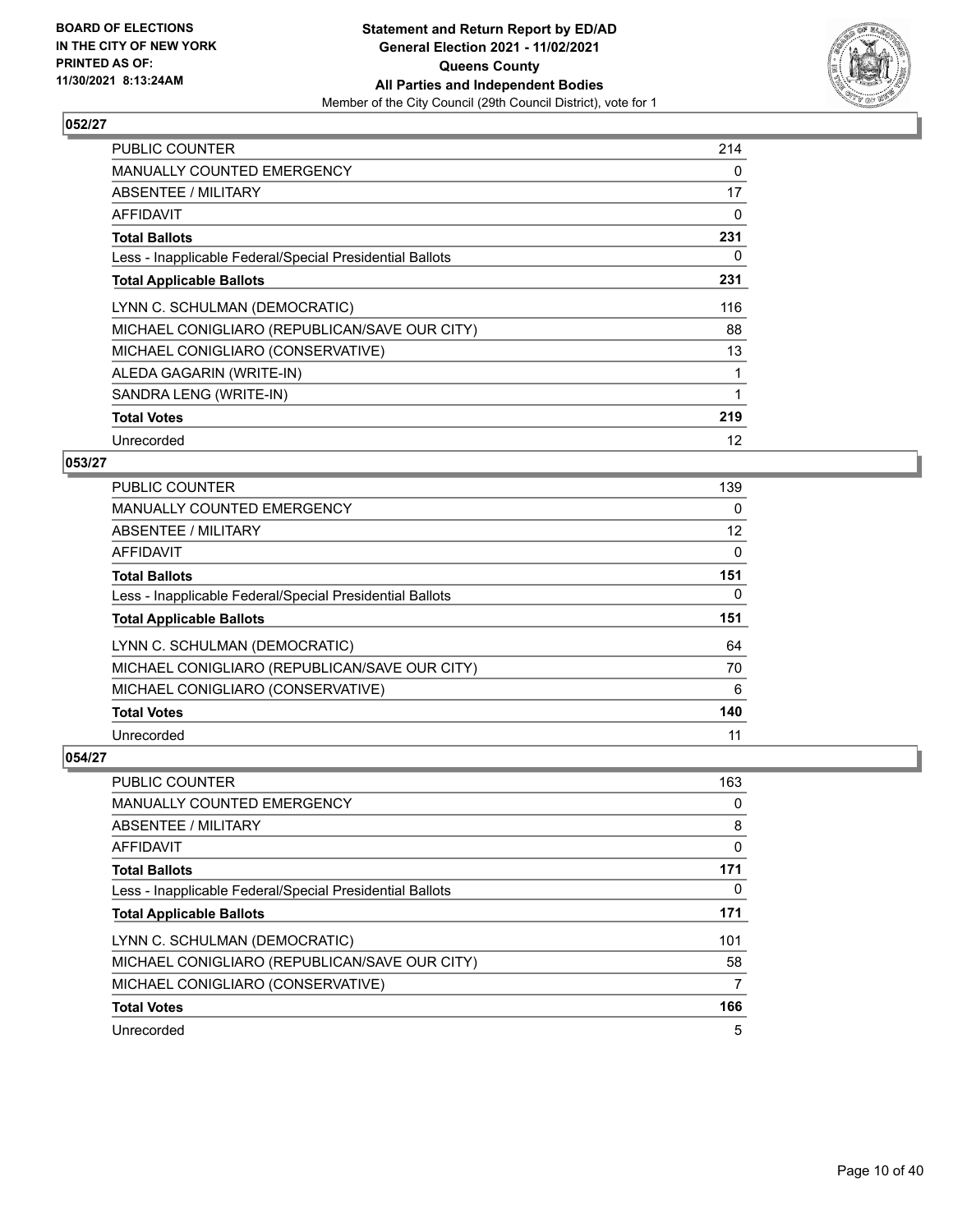**BOARD OF ELECTIONS IN THE CITY OF NEW YORK PRINTED AS OF: 11/30/2021 8:13:24AM**

**Statement and Return Report by ED/AD General Election 2021 - 11/02/2021 Queens County All Parties and Independent Bodies**

Member of the City Council (29th Council District), vote for 1

### 052/27

| | |
|---|---|
| PUBLIC COUNTER | 214 |
| MANUALLY COUNTED EMERGENCY | 0 |
| ABSENTEE / MILITARY | 17 |
| AFFIDAVIT | 0 |
| **Total Ballots** | **231** |
| Less - Inapplicable Federal/Special Presidential Ballots | 0 |
| **Total Applicable Ballots** | **231** |
| LYNN C. SCHULMAN (DEMOCRATIC) | 116 |
| MICHAEL CONIGLIARO (REPUBLICAN/SAVE OUR CITY) | 88 |
| MICHAEL CONIGLIARO (CONSERVATIVE) | 13 |
| ALEDA GAGARIN (WRITE-IN) | 1 |
| SANDRA LENG (WRITE-IN) | 1 |
| **Total Votes** | **219** |
| Unrecorded | 12 |

### 053/27

| | |
|---|---|
| PUBLIC COUNTER | 139 |
| MANUALLY COUNTED EMERGENCY | 0 |
| ABSENTEE / MILITARY | 12 |
| AFFIDAVIT | 0 |
| **Total Ballots** | **151** |
| Less - Inapplicable Federal/Special Presidential Ballots | 0 |
| **Total Applicable Ballots** | **151** |
| LYNN C. SCHULMAN (DEMOCRATIC) | 64 |
| MICHAEL CONIGLIARO (REPUBLICAN/SAVE OUR CITY) | 70 |
| MICHAEL CONIGLIARO (CONSERVATIVE) | 6 |
| **Total Votes** | **140** |
| Unrecorded | 11 |

### 054/27

| | |
|---|---|
| PUBLIC COUNTER | 163 |
| MANUALLY COUNTED EMERGENCY | 0 |
| ABSENTEE / MILITARY | 8 |
| AFFIDAVIT | 0 |
| **Total Ballots** | **171** |
| Less - Inapplicable Federal/Special Presidential Ballots | 0 |
| **Total Applicable Ballots** | **171** |
| LYNN C. SCHULMAN (DEMOCRATIC) | 101 |
| MICHAEL CONIGLIARO (REPUBLICAN/SAVE OUR CITY) | 58 |
| MICHAEL CONIGLIARO (CONSERVATIVE) | 7 |
| **Total Votes** | **166** |
| Unrecorded | 5 |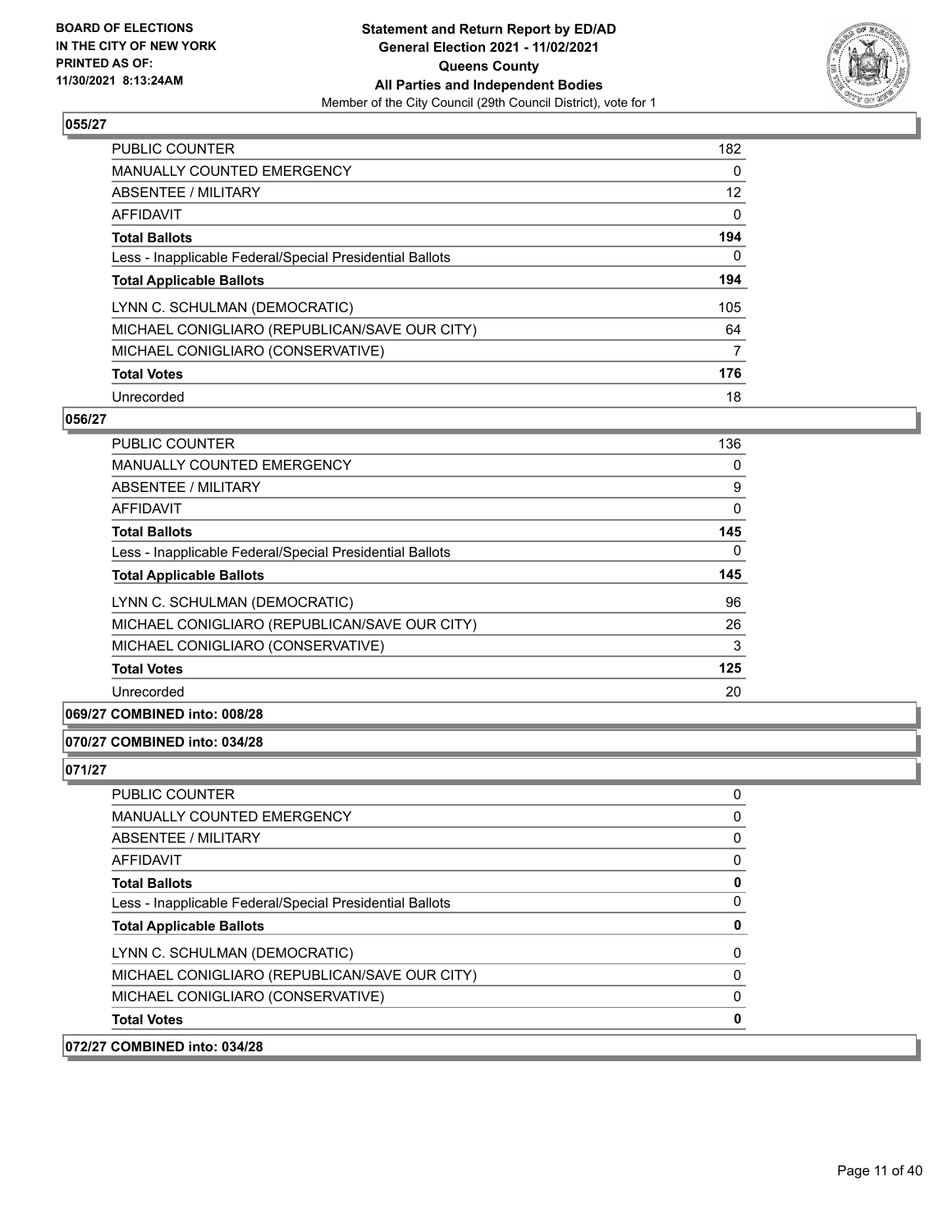### 055/27

| | |
|---|---|
| PUBLIC COUNTER | 182 |
| MANUALLY COUNTED EMERGENCY | 0 |
| ABSENTEE / MILITARY | 12 |
| AFFIDAVIT | 0 |
| **Total Ballots** | **194** |
| Less - Inapplicable Federal/Special Presidential Ballots | 0 |
| **Total Applicable Ballots** | **194** |
| LYNN C. SCHULMAN (DEMOCRATIC) | 105 |
| MICHAEL CONIGLIARO (REPUBLICAN/SAVE OUR CITY) | 64 |
| MICHAEL CONIGLIARO (CONSERVATIVE) | 7 |
| **Total Votes** | **176** |
| Unrecorded | 18 |

### 056/27

| | |
|---|---|
| PUBLIC COUNTER | 136 |
| MANUALLY COUNTED EMERGENCY | 0 |
| ABSENTEE / MILITARY | 9 |
| AFFIDAVIT | 0 |
| **Total Ballots** | **145** |
| Less - Inapplicable Federal/Special Presidential Ballots | 0 |
| **Total Applicable Ballots** | **145** |
| LYNN C. SCHULMAN (DEMOCRATIC) | 96 |
| MICHAEL CONIGLIARO (REPUBLICAN/SAVE OUR CITY) | 26 |
| MICHAEL CONIGLIARO (CONSERVATIVE) | 3 |
| **Total Votes** | **125** |
| Unrecorded | 20 |

### 069/27 COMBINED into: 008/28

### 070/27 COMBINED into: 034/28

### 071/27

| | |
|---|---|
| PUBLIC COUNTER | 0 |
| MANUALLY COUNTED EMERGENCY | 0 |
| ABSENTEE / MILITARY | 0 |
| AFFIDAVIT | 0 |
| **Total Ballots** | **0** |
| Less - Inapplicable Federal/Special Presidential Ballots | 0 |
| **Total Applicable Ballots** | **0** |
| LYNN C. SCHULMAN (DEMOCRATIC) | 0 |
| MICHAEL CONIGLIARO (REPUBLICAN/SAVE OUR CITY) | 0 |
| MICHAEL CONIGLIARO (CONSERVATIVE) | 0 |
| **Total Votes** | **0** |

### 072/27 COMBINED into: 034/28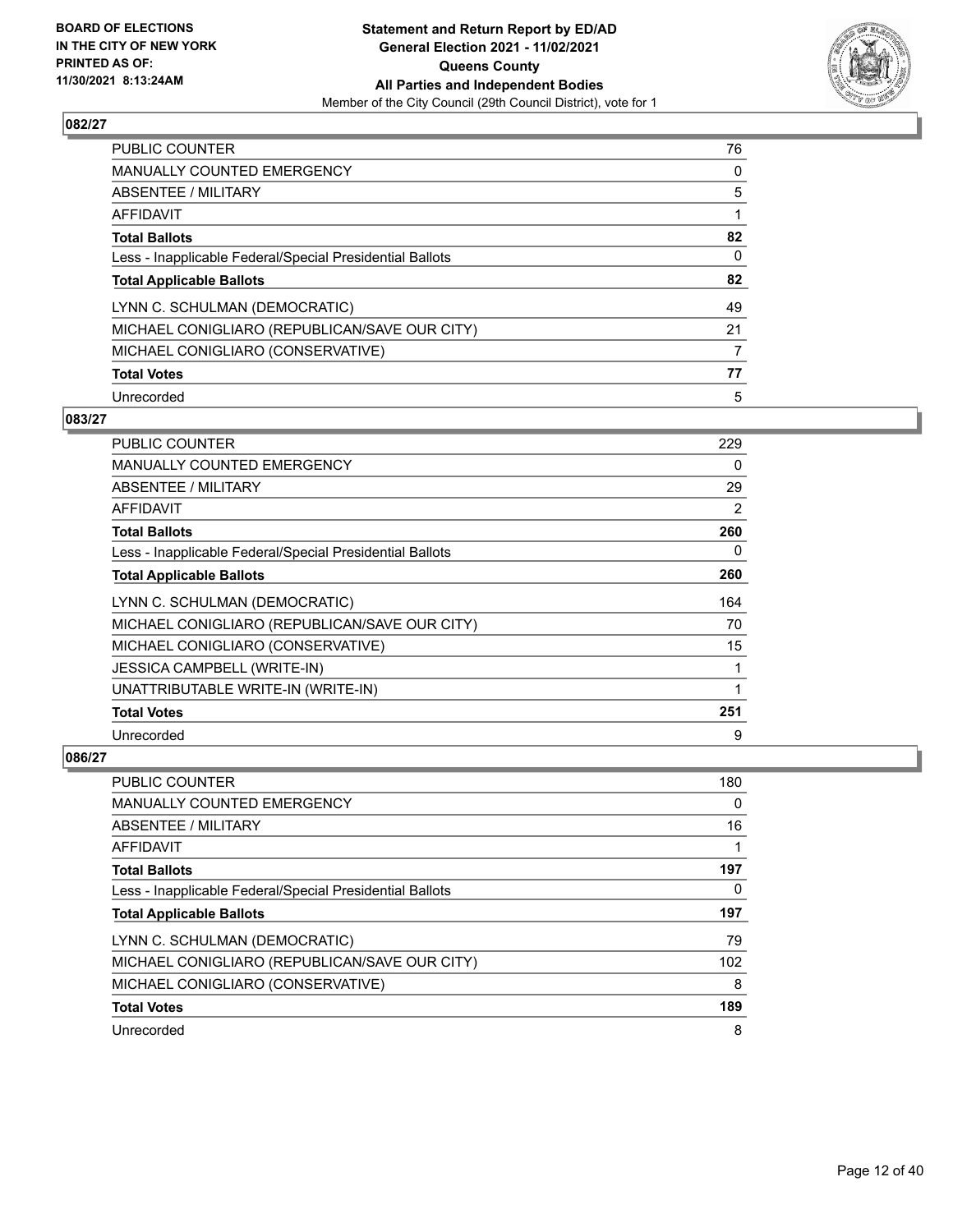**BOARD OF ELECTIONS IN THE CITY OF NEW YORK PRINTED AS OF: 11/30/2021 8:13:24AM**

**Statement and Return Report by ED/AD General Election 2021 - 11/02/2021 Queens County All Parties and Independent Bodies**
Member of the City Council (29th Council District), vote for 1

## 082/27

| | |
|---|---|
| PUBLIC COUNTER | 76 |
| MANUALLY COUNTED EMERGENCY | 0 |
| ABSENTEE / MILITARY | 5 |
| AFFIDAVIT | 1 |
| **Total Ballots** | **82** |
| Less - Inapplicable Federal/Special Presidential Ballots | 0 |
| **Total Applicable Ballots** | **82** |
| LYNN C. SCHULMAN (DEMOCRATIC) | 49 |
| MICHAEL CONIGLIARO (REPUBLICAN/SAVE OUR CITY) | 21 |
| MICHAEL CONIGLIARO (CONSERVATIVE) | 7 |
| **Total Votes** | **77** |
| Unrecorded | 5 |

## 083/27

| | |
|---|---|
| PUBLIC COUNTER | 229 |
| MANUALLY COUNTED EMERGENCY | 0 |
| ABSENTEE / MILITARY | 29 |
| AFFIDAVIT | 2 |
| **Total Ballots** | **260** |
| Less - Inapplicable Federal/Special Presidential Ballots | 0 |
| **Total Applicable Ballots** | **260** |
| LYNN C. SCHULMAN (DEMOCRATIC) | 164 |
| MICHAEL CONIGLIARO (REPUBLICAN/SAVE OUR CITY) | 70 |
| MICHAEL CONIGLIARO (CONSERVATIVE) | 15 |
| JESSICA CAMPBELL (WRITE-IN) | 1 |
| UNATTRIBUTABLE WRITE-IN (WRITE-IN) | 1 |
| **Total Votes** | **251** |
| Unrecorded | 9 |

## 086/27

| | |
|---|---|
| PUBLIC COUNTER | 180 |
| MANUALLY COUNTED EMERGENCY | 0 |
| ABSENTEE / MILITARY | 16 |
| AFFIDAVIT | 1 |
| **Total Ballots** | **197** |
| Less - Inapplicable Federal/Special Presidential Ballots | 0 |
| **Total Applicable Ballots** | **197** |
| LYNN C. SCHULMAN (DEMOCRATIC) | 79 |
| MICHAEL CONIGLIARO (REPUBLICAN/SAVE OUR CITY) | 102 |
| MICHAEL CONIGLIARO (CONSERVATIVE) | 8 |
| **Total Votes** | **189** |
| Unrecorded | 8 |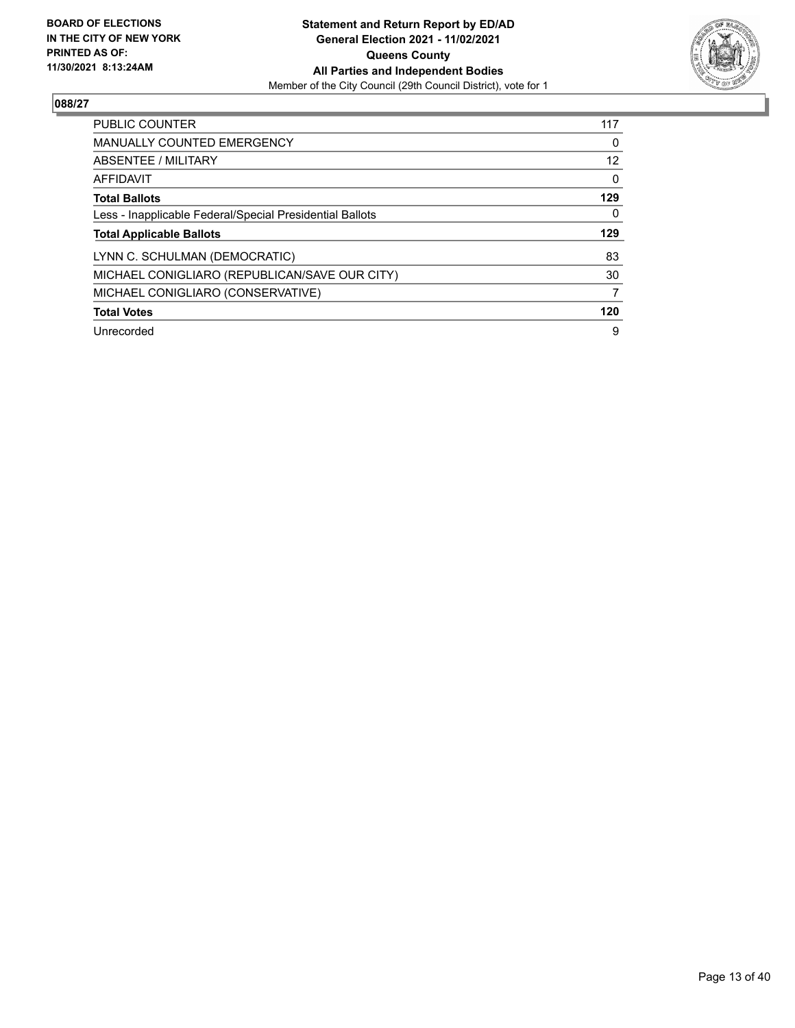**BOARD OF ELECTIONS IN THE CITY OF NEW YORK PRINTED AS OF: 11/30/2021 8:13:24AM**

**Statement and Return Report by ED/AD**
**General Election 2021 - 11/02/2021**
**Queens County**
**All Parties and Independent Bodies**
Member of the City Council (29th Council District), vote for 1

## 088/27

| | |
|---|---|
| PUBLIC COUNTER | 117 |
| MANUALLY COUNTED EMERGENCY | 0 |
| ABSENTEE / MILITARY | 12 |
| AFFIDAVIT | 0 |
| **Total Ballots** | **129** |
| Less - Inapplicable Federal/Special Presidential Ballots | 0 |
| **Total Applicable Ballots** | **129** |
| LYNN C. SCHULMAN (DEMOCRATIC) | 83 |
| MICHAEL CONIGLIARO (REPUBLICAN/SAVE OUR CITY) | 30 |
| MICHAEL CONIGLIARO (CONSERVATIVE) | 7 |
| **Total Votes** | **120** |
| Unrecorded | 9 |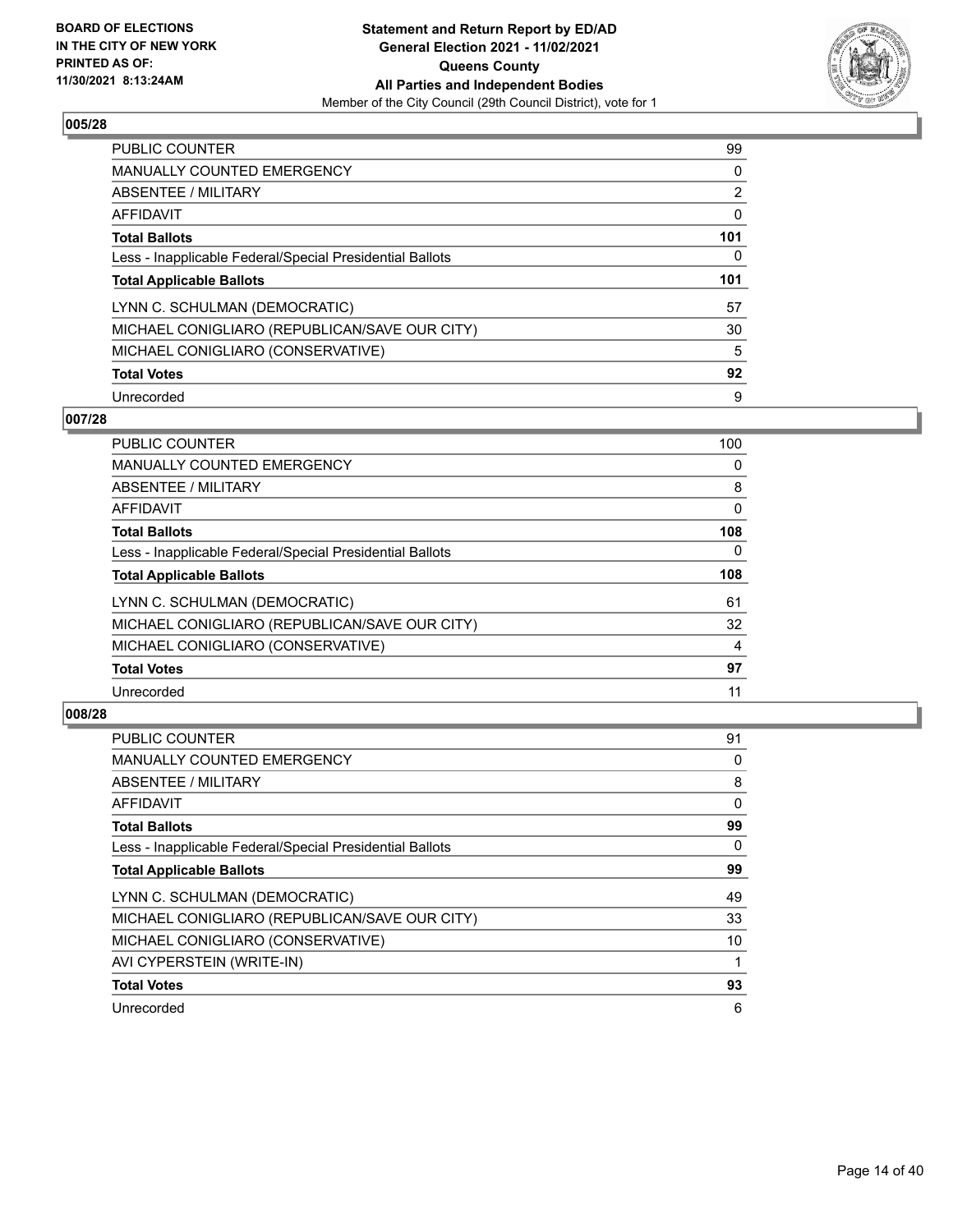**BOARD OF ELECTIONS IN THE CITY OF NEW YORK PRINTED AS OF: 11/30/2021 8:13:24AM**

**Statement and Return Report by ED/AD General Election 2021 - 11/02/2021 Queens County All Parties and Independent Bodies**

Member of the City Council (29th Council District), vote for 1

## 005/28

| | |
|---|---|
| PUBLIC COUNTER | 99 |
| MANUALLY COUNTED EMERGENCY | 0 |
| ABSENTEE / MILITARY | 2 |
| AFFIDAVIT | 0 |
| **Total Ballots** | **101** |
| Less - Inapplicable Federal/Special Presidential Ballots | 0 |
| **Total Applicable Ballots** | **101** |
| LYNN C. SCHULMAN (DEMOCRATIC) | 57 |
| MICHAEL CONIGLIARO (REPUBLICAN/SAVE OUR CITY) | 30 |
| MICHAEL CONIGLIARO (CONSERVATIVE) | 5 |
| **Total Votes** | **92** |
| Unrecorded | 9 |

## 007/28

| | |
|---|---|
| PUBLIC COUNTER | 100 |
| MANUALLY COUNTED EMERGENCY | 0 |
| ABSENTEE / MILITARY | 8 |
| AFFIDAVIT | 0 |
| **Total Ballots** | **108** |
| Less - Inapplicable Federal/Special Presidential Ballots | 0 |
| **Total Applicable Ballots** | **108** |
| LYNN C. SCHULMAN (DEMOCRATIC) | 61 |
| MICHAEL CONIGLIARO (REPUBLICAN/SAVE OUR CITY) | 32 |
| MICHAEL CONIGLIARO (CONSERVATIVE) | 4 |
| **Total Votes** | **97** |
| Unrecorded | 11 |

## 008/28

| | |
|---|---|
| PUBLIC COUNTER | 91 |
| MANUALLY COUNTED EMERGENCY | 0 |
| ABSENTEE / MILITARY | 8 |
| AFFIDAVIT | 0 |
| **Total Ballots** | **99** |
| Less - Inapplicable Federal/Special Presidential Ballots | 0 |
| **Total Applicable Ballots** | **99** |
| LYNN C. SCHULMAN (DEMOCRATIC) | 49 |
| MICHAEL CONIGLIARO (REPUBLICAN/SAVE OUR CITY) | 33 |
| MICHAEL CONIGLIARO (CONSERVATIVE) | 10 |
| AVI CYPERSTEIN (WRITE-IN) | 1 |
| **Total Votes** | **93** |
| Unrecorded | 6 |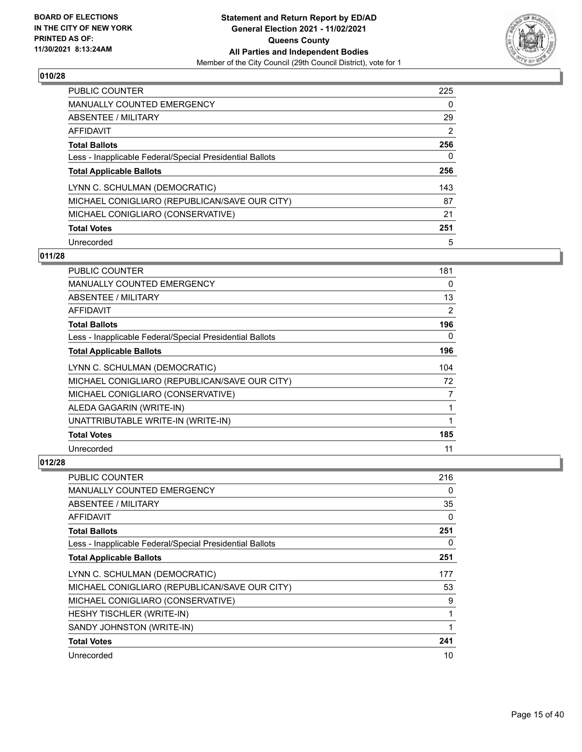## 010/28

| | |
|---|---|
| PUBLIC COUNTER | 225 |
| MANUALLY COUNTED EMERGENCY | 0 |
| ABSENTEE / MILITARY | 29 |
| AFFIDAVIT | 2 |
| **Total Ballots** | **256** |
| Less - Inapplicable Federal/Special Presidential Ballots | 0 |
| **Total Applicable Ballots** | **256** |
| LYNN C. SCHULMAN (DEMOCRATIC) | 143 |
| MICHAEL CONIGLIARO (REPUBLICAN/SAVE OUR CITY) | 87 |
| MICHAEL CONIGLIARO (CONSERVATIVE) | 21 |
| **Total Votes** | **251** |
| Unrecorded | 5 |

## 011/28

| | |
|---|---|
| PUBLIC COUNTER | 181 |
| MANUALLY COUNTED EMERGENCY | 0 |
| ABSENTEE / MILITARY | 13 |
| AFFIDAVIT | 2 |
| **Total Ballots** | **196** |
| Less - Inapplicable Federal/Special Presidential Ballots | 0 |
| **Total Applicable Ballots** | **196** |
| LYNN C. SCHULMAN (DEMOCRATIC) | 104 |
| MICHAEL CONIGLIARO (REPUBLICAN/SAVE OUR CITY) | 72 |
| MICHAEL CONIGLIARO (CONSERVATIVE) | 7 |
| ALEDA GAGARIN (WRITE-IN) | 1 |
| UNATTRIBUTABLE WRITE-IN (WRITE-IN) | 1 |
| **Total Votes** | **185** |
| Unrecorded | 11 |

## 012/28

| | |
|---|---|
| PUBLIC COUNTER | 216 |
| MANUALLY COUNTED EMERGENCY | 0 |
| ABSENTEE / MILITARY | 35 |
| AFFIDAVIT | 0 |
| **Total Ballots** | **251** |
| Less - Inapplicable Federal/Special Presidential Ballots | 0 |
| **Total Applicable Ballots** | **251** |
| LYNN C. SCHULMAN (DEMOCRATIC) | 177 |
| MICHAEL CONIGLIARO (REPUBLICAN/SAVE OUR CITY) | 53 |
| MICHAEL CONIGLIARO (CONSERVATIVE) | 9 |
| HESHY TISCHLER (WRITE-IN) | 1 |
| SANDY JOHNSTON (WRITE-IN) | 1 |
| **Total Votes** | **241** |
| Unrecorded | 10 |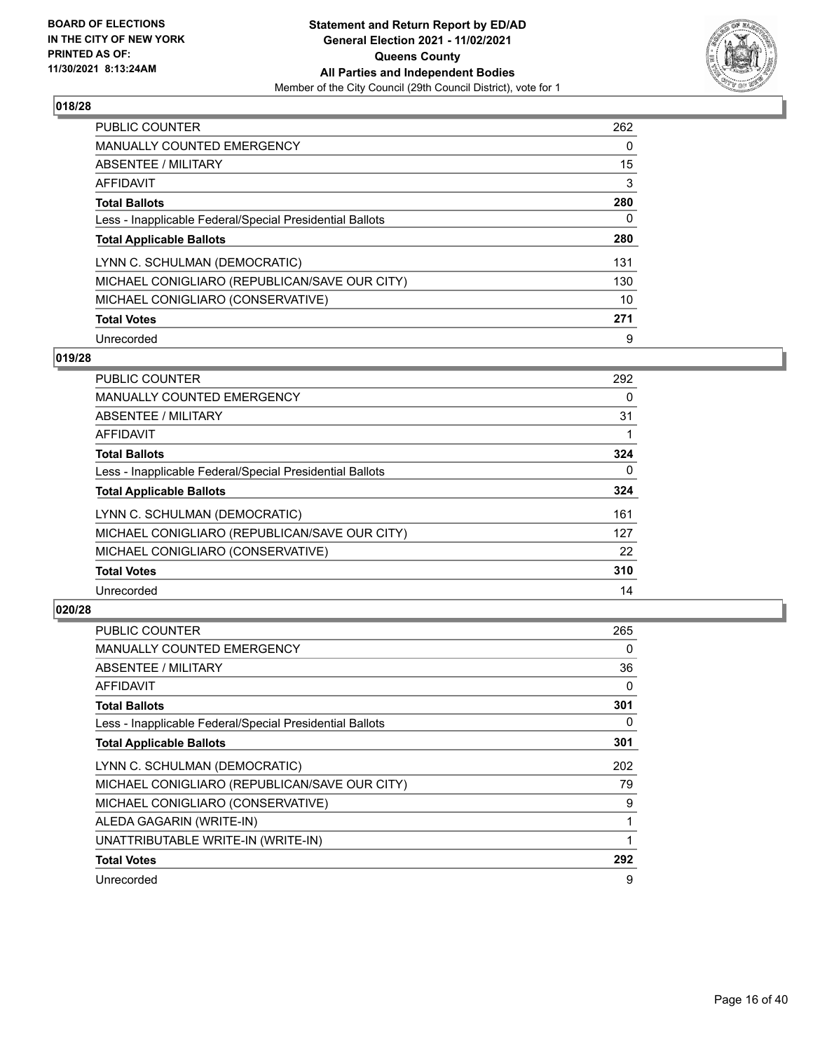**BOARD OF ELECTIONS IN THE CITY OF NEW YORK PRINTED AS OF: 11/30/2021 8:13:24AM**

**Statement and Return Report by ED/AD General Election 2021 - 11/02/2021 Queens County All Parties and Independent Bodies**
Member of the City Council (29th Council District), vote for 1

## 018/28

| | |
|---|---|
| PUBLIC COUNTER | 262 |
| MANUALLY COUNTED EMERGENCY | 0 |
| ABSENTEE / MILITARY | 15 |
| AFFIDAVIT | 3 |
| **Total Ballots** | **280** |
| Less - Inapplicable Federal/Special Presidential Ballots | 0 |
| **Total Applicable Ballots** | **280** |
| LYNN C. SCHULMAN (DEMOCRATIC) | 131 |
| MICHAEL CONIGLIARO (REPUBLICAN/SAVE OUR CITY) | 130 |
| MICHAEL CONIGLIARO (CONSERVATIVE) | 10 |
| **Total Votes** | **271** |
| Unrecorded | 9 |

## 019/28

| | |
|---|---|
| PUBLIC COUNTER | 292 |
| MANUALLY COUNTED EMERGENCY | 0 |
| ABSENTEE / MILITARY | 31 |
| AFFIDAVIT | 1 |
| **Total Ballots** | **324** |
| Less - Inapplicable Federal/Special Presidential Ballots | 0 |
| **Total Applicable Ballots** | **324** |
| LYNN C. SCHULMAN (DEMOCRATIC) | 161 |
| MICHAEL CONIGLIARO (REPUBLICAN/SAVE OUR CITY) | 127 |
| MICHAEL CONIGLIARO (CONSERVATIVE) | 22 |
| **Total Votes** | **310** |
| Unrecorded | 14 |

## 020/28

| | |
|---|---|
| PUBLIC COUNTER | 265 |
| MANUALLY COUNTED EMERGENCY | 0 |
| ABSENTEE / MILITARY | 36 |
| AFFIDAVIT | 0 |
| **Total Ballots** | **301** |
| Less - Inapplicable Federal/Special Presidential Ballots | 0 |
| **Total Applicable Ballots** | **301** |
| LYNN C. SCHULMAN (DEMOCRATIC) | 202 |
| MICHAEL CONIGLIARO (REPUBLICAN/SAVE OUR CITY) | 79 |
| MICHAEL CONIGLIARO (CONSERVATIVE) | 9 |
| ALEDA GAGARIN (WRITE-IN) | 1 |
| UNATTRIBUTABLE WRITE-IN (WRITE-IN) | 1 |
| **Total Votes** | **292** |
| Unrecorded | 9 |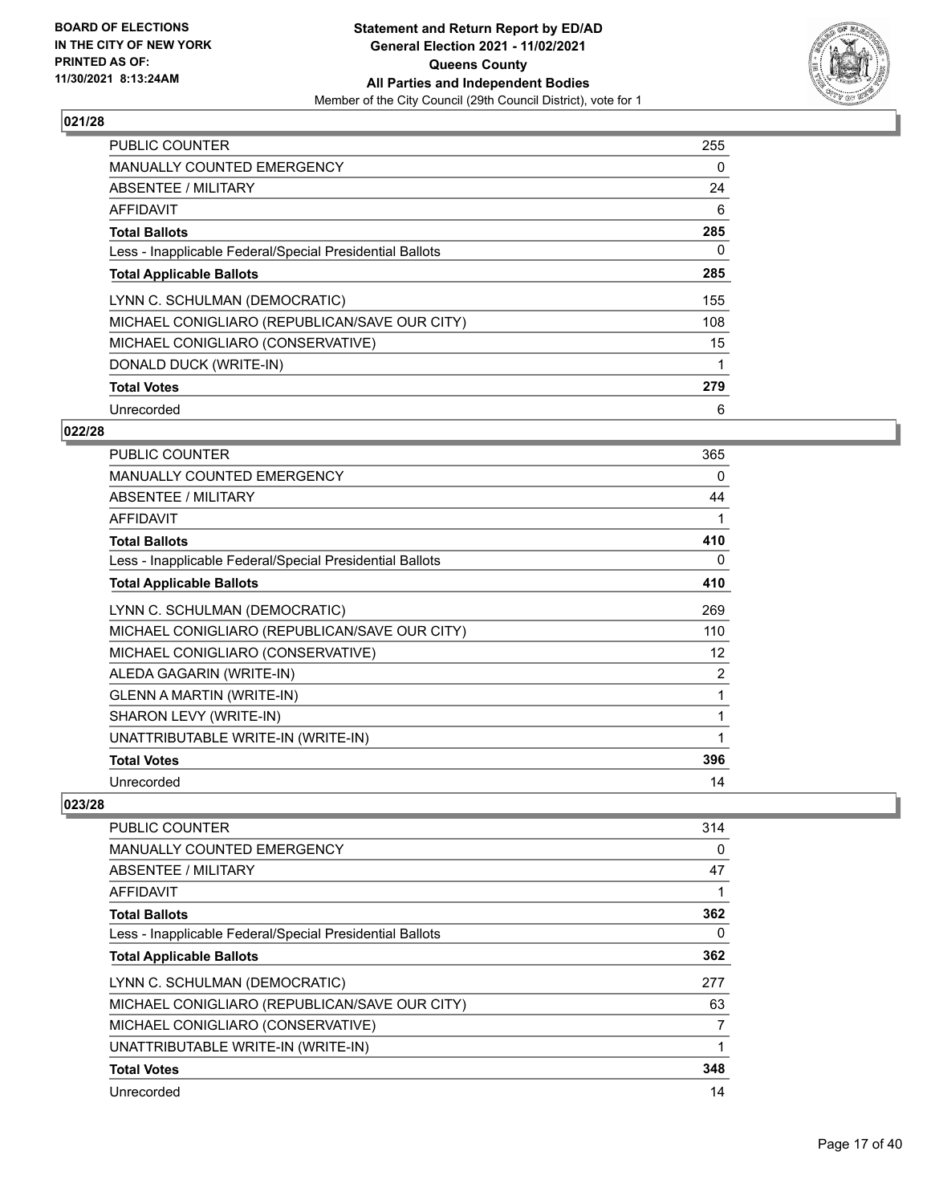## 021/28

| | |
|---|---|
| PUBLIC COUNTER | 255 |
| MANUALLY COUNTED EMERGENCY | 0 |
| ABSENTEE / MILITARY | 24 |
| AFFIDAVIT | 6 |
| **Total Ballots** | **285** |
| Less - Inapplicable Federal/Special Presidential Ballots | 0 |
| **Total Applicable Ballots** | **285** |
| LYNN C. SCHULMAN (DEMOCRATIC) | 155 |
| MICHAEL CONIGLIARO (REPUBLICAN/SAVE OUR CITY) | 108 |
| MICHAEL CONIGLIARO (CONSERVATIVE) | 15 |
| DONALD DUCK (WRITE-IN) | 1 |
| **Total Votes** | **279** |
| Unrecorded | 6 |

## 022/28

| | |
|---|---|
| PUBLIC COUNTER | 365 |
| MANUALLY COUNTED EMERGENCY | 0 |
| ABSENTEE / MILITARY | 44 |
| AFFIDAVIT | 1 |
| **Total Ballots** | **410** |
| Less - Inapplicable Federal/Special Presidential Ballots | 0 |
| **Total Applicable Ballots** | **410** |
| LYNN C. SCHULMAN (DEMOCRATIC) | 269 |
| MICHAEL CONIGLIARO (REPUBLICAN/SAVE OUR CITY) | 110 |
| MICHAEL CONIGLIARO (CONSERVATIVE) | 12 |
| ALEDA GAGARIN (WRITE-IN) | 2 |
| GLENN A MARTIN (WRITE-IN) | 1 |
| SHARON LEVY (WRITE-IN) | 1 |
| UNATTRIBUTABLE WRITE-IN (WRITE-IN) | 1 |
| **Total Votes** | **396** |
| Unrecorded | 14 |

## 023/28

| | |
|---|---|
| PUBLIC COUNTER | 314 |
| MANUALLY COUNTED EMERGENCY | 0 |
| ABSENTEE / MILITARY | 47 |
| AFFIDAVIT | 1 |
| **Total Ballots** | **362** |
| Less - Inapplicable Federal/Special Presidential Ballots | 0 |
| **Total Applicable Ballots** | **362** |
| LYNN C. SCHULMAN (DEMOCRATIC) | 277 |
| MICHAEL CONIGLIARO (REPUBLICAN/SAVE OUR CITY) | 63 |
| MICHAEL CONIGLIARO (CONSERVATIVE) | 7 |
| UNATTRIBUTABLE WRITE-IN (WRITE-IN) | 1 |
| **Total Votes** | **348** |
| Unrecorded | 14 |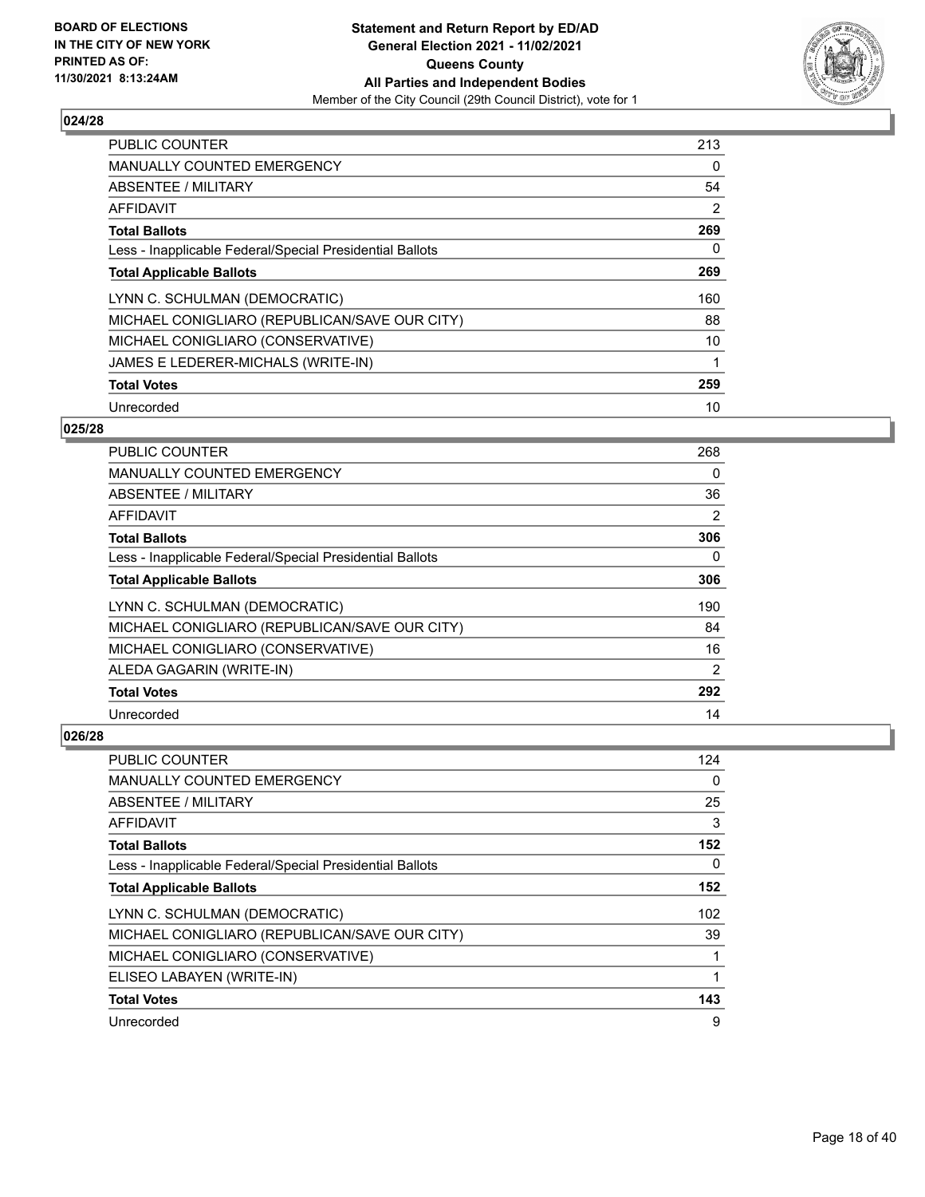BOARD OF ELECTIONS
IN THE CITY OF NEW YORK
PRINTED AS OF:
11/30/2021 8:13:24AM

**Statement and Return Report by ED/AD**
**General Election 2021 - 11/02/2021**
**Queens County**
**All Parties and Independent Bodies**
Member of the City Council (29th Council District), vote for 1

## 024/28

| | |
|---|---|
| PUBLIC COUNTER | 213 |
| MANUALLY COUNTED EMERGENCY | 0 |
| ABSENTEE / MILITARY | 54 |
| AFFIDAVIT | 2 |
| **Total Ballots** | **269** |
| Less - Inapplicable Federal/Special Presidential Ballots | 0 |
| **Total Applicable Ballots** | **269** |
| LYNN C. SCHULMAN (DEMOCRATIC) | 160 |
| MICHAEL CONIGLIARO (REPUBLICAN/SAVE OUR CITY) | 88 |
| MICHAEL CONIGLIARO (CONSERVATIVE) | 10 |
| JAMES E LEDERER-MICHALS (WRITE-IN) | 1 |
| **Total Votes** | **259** |
| Unrecorded | 10 |

## 025/28

| | |
|---|---|
| PUBLIC COUNTER | 268 |
| MANUALLY COUNTED EMERGENCY | 0 |
| ABSENTEE / MILITARY | 36 |
| AFFIDAVIT | 2 |
| **Total Ballots** | **306** |
| Less - Inapplicable Federal/Special Presidential Ballots | 0 |
| **Total Applicable Ballots** | **306** |
| LYNN C. SCHULMAN (DEMOCRATIC) | 190 |
| MICHAEL CONIGLIARO (REPUBLICAN/SAVE OUR CITY) | 84 |
| MICHAEL CONIGLIARO (CONSERVATIVE) | 16 |
| ALEDA GAGARIN (WRITE-IN) | 2 |
| **Total Votes** | **292** |
| Unrecorded | 14 |

## 026/28

| | |
|---|---|
| PUBLIC COUNTER | 124 |
| MANUALLY COUNTED EMERGENCY | 0 |
| ABSENTEE / MILITARY | 25 |
| AFFIDAVIT | 3 |
| **Total Ballots** | **152** |
| Less - Inapplicable Federal/Special Presidential Ballots | 0 |
| **Total Applicable Ballots** | **152** |
| LYNN C. SCHULMAN (DEMOCRATIC) | 102 |
| MICHAEL CONIGLIARO (REPUBLICAN/SAVE OUR CITY) | 39 |
| MICHAEL CONIGLIARO (CONSERVATIVE) | 1 |
| ELISEO LABAYEN (WRITE-IN) | 1 |
| **Total Votes** | **143** |
| Unrecorded | 9 |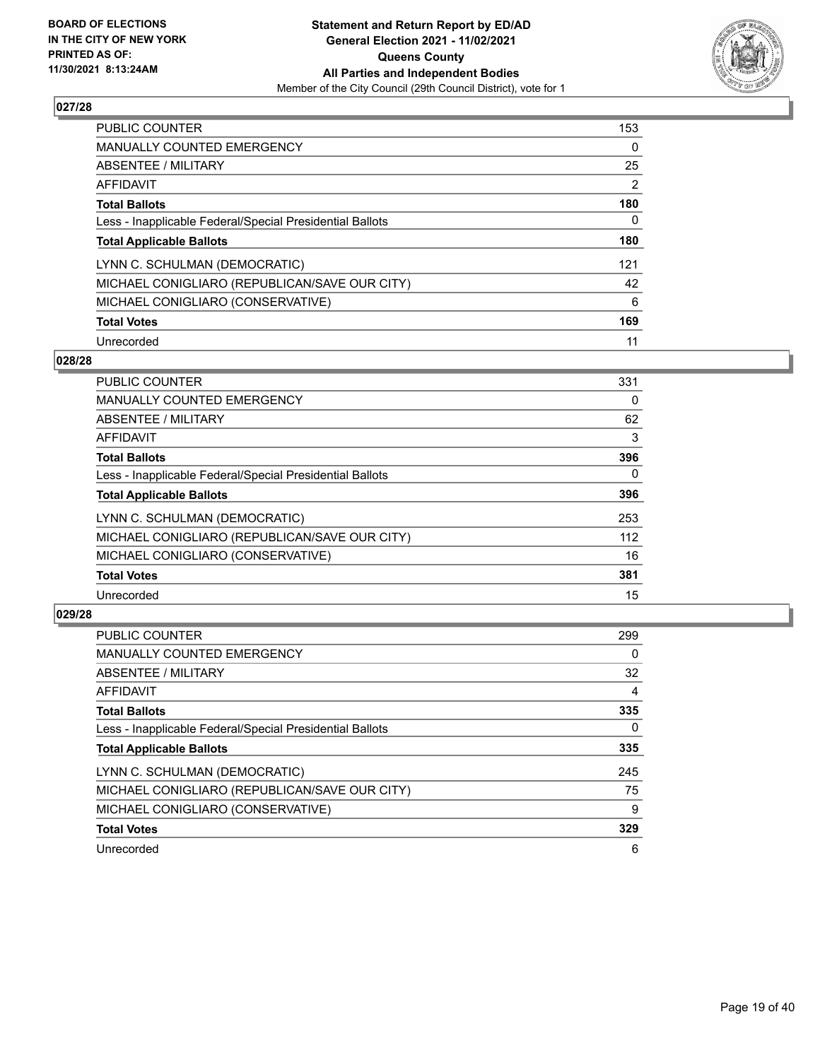**BOARD OF ELECTIONS IN THE CITY OF NEW YORK PRINTED AS OF: 11/30/2021 8:13:24AM**

**Statement and Return Report by ED/AD General Election 2021 - 11/02/2021 Queens County All Parties and Independent Bodies**

Member of the City Council (29th Council District), vote for 1

### 027/28

| | |
|---|---|
| PUBLIC COUNTER | 153 |
| MANUALLY COUNTED EMERGENCY | 0 |
| ABSENTEE / MILITARY | 25 |
| AFFIDAVIT | 2 |
| **Total Ballots** | **180** |
| Less - Inapplicable Federal/Special Presidential Ballots | 0 |
| **Total Applicable Ballots** | **180** |
| LYNN C. SCHULMAN (DEMOCRATIC) | 121 |
| MICHAEL CONIGLIARO (REPUBLICAN/SAVE OUR CITY) | 42 |
| MICHAEL CONIGLIARO (CONSERVATIVE) | 6 |
| **Total Votes** | **169** |
| Unrecorded | 11 |

### 028/28

| | |
|---|---|
| PUBLIC COUNTER | 331 |
| MANUALLY COUNTED EMERGENCY | 0 |
| ABSENTEE / MILITARY | 62 |
| AFFIDAVIT | 3 |
| **Total Ballots** | **396** |
| Less - Inapplicable Federal/Special Presidential Ballots | 0 |
| **Total Applicable Ballots** | **396** |
| LYNN C. SCHULMAN (DEMOCRATIC) | 253 |
| MICHAEL CONIGLIARO (REPUBLICAN/SAVE OUR CITY) | 112 |
| MICHAEL CONIGLIARO (CONSERVATIVE) | 16 |
| **Total Votes** | **381** |
| Unrecorded | 15 |

### 029/28

| | |
|---|---|
| PUBLIC COUNTER | 299 |
| MANUALLY COUNTED EMERGENCY | 0 |
| ABSENTEE / MILITARY | 32 |
| AFFIDAVIT | 4 |
| **Total Ballots** | **335** |
| Less - Inapplicable Federal/Special Presidential Ballots | 0 |
| **Total Applicable Ballots** | **335** |
| LYNN C. SCHULMAN (DEMOCRATIC) | 245 |
| MICHAEL CONIGLIARO (REPUBLICAN/SAVE OUR CITY) | 75 |
| MICHAEL CONIGLIARO (CONSERVATIVE) | 9 |
| **Total Votes** | **329** |
| Unrecorded | 6 |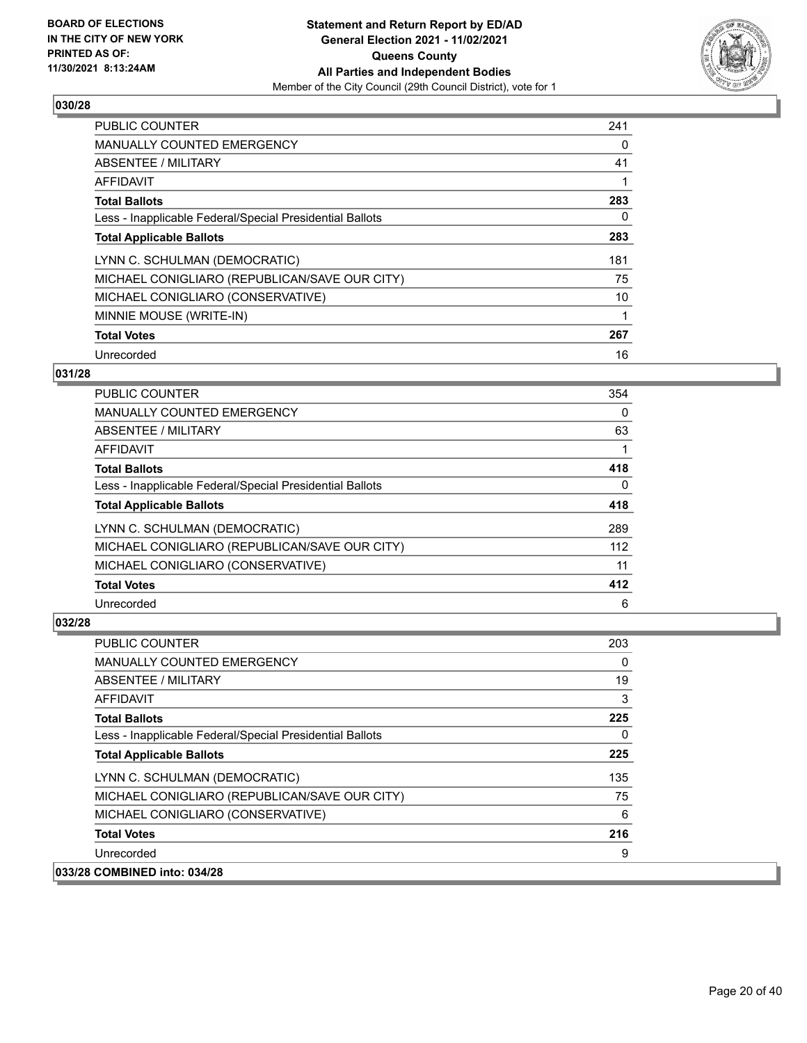BOARD OF ELECTIONS
IN THE CITY OF NEW YORK
PRINTED AS OF:
11/30/2021 8:13:24AM

**Statement and Return Report by ED/AD**
**General Election 2021 - 11/02/2021**
**Queens County**
**All Parties and Independent Bodies**
Member of the City Council (29th Council District), vote for 1

### 030/28

| | |
|---|---|
| PUBLIC COUNTER | 241 |
| MANUALLY COUNTED EMERGENCY | 0 |
| ABSENTEE / MILITARY | 41 |
| AFFIDAVIT | 1 |
| **Total Ballots** | **283** |
| Less - Inapplicable Federal/Special Presidential Ballots | 0 |
| **Total Applicable Ballots** | **283** |
| LYNN C. SCHULMAN (DEMOCRATIC) | 181 |
| MICHAEL CONIGLIARO (REPUBLICAN/SAVE OUR CITY) | 75 |
| MICHAEL CONIGLIARO (CONSERVATIVE) | 10 |
| MINNIE MOUSE (WRITE-IN) | 1 |
| **Total Votes** | **267** |
| Unrecorded | 16 |

### 031/28

| | |
|---|---|
| PUBLIC COUNTER | 354 |
| MANUALLY COUNTED EMERGENCY | 0 |
| ABSENTEE / MILITARY | 63 |
| AFFIDAVIT | 1 |
| **Total Ballots** | **418** |
| Less - Inapplicable Federal/Special Presidential Ballots | 0 |
| **Total Applicable Ballots** | **418** |
| LYNN C. SCHULMAN (DEMOCRATIC) | 289 |
| MICHAEL CONIGLIARO (REPUBLICAN/SAVE OUR CITY) | 112 |
| MICHAEL CONIGLIARO (CONSERVATIVE) | 11 |
| **Total Votes** | **412** |
| Unrecorded | 6 |

### 032/28

| | |
|---|---|
| PUBLIC COUNTER | 203 |
| MANUALLY COUNTED EMERGENCY | 0 |
| ABSENTEE / MILITARY | 19 |
| AFFIDAVIT | 3 |
| **Total Ballots** | **225** |
| Less - Inapplicable Federal/Special Presidential Ballots | 0 |
| **Total Applicable Ballots** | **225** |
| LYNN C. SCHULMAN (DEMOCRATIC) | 135 |
| MICHAEL CONIGLIARO (REPUBLICAN/SAVE OUR CITY) | 75 |
| MICHAEL CONIGLIARO (CONSERVATIVE) | 6 |
| **Total Votes** | **216** |
| Unrecorded | 9 |

**033/28 COMBINED into: 034/28**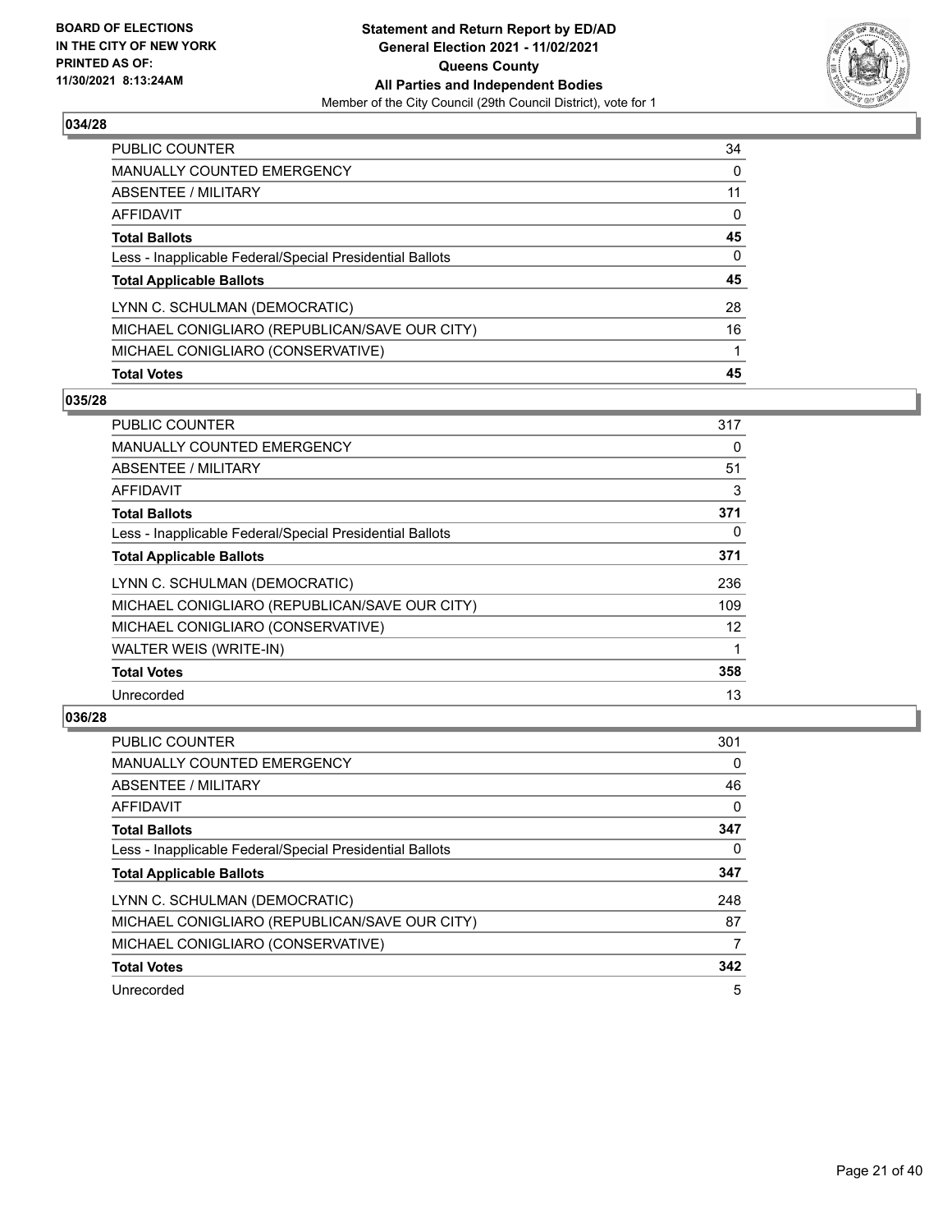### 034/28

| | |
|---|---|
| PUBLIC COUNTER | 34 |
| MANUALLY COUNTED EMERGENCY | 0 |
| ABSENTEE / MILITARY | 11 |
| AFFIDAVIT | 0 |
| **Total Ballots** | **45** |
| Less - Inapplicable Federal/Special Presidential Ballots | 0 |
| **Total Applicable Ballots** | **45** |
| LYNN C. SCHULMAN (DEMOCRATIC) | 28 |
| MICHAEL CONIGLIARO (REPUBLICAN/SAVE OUR CITY) | 16 |
| MICHAEL CONIGLIARO (CONSERVATIVE) | 1 |
| **Total Votes** | **45** |

### 035/28

| | |
|---|---|
| PUBLIC COUNTER | 317 |
| MANUALLY COUNTED EMERGENCY | 0 |
| ABSENTEE / MILITARY | 51 |
| AFFIDAVIT | 3 |
| **Total Ballots** | **371** |
| Less - Inapplicable Federal/Special Presidential Ballots | 0 |
| **Total Applicable Ballots** | **371** |
| LYNN C. SCHULMAN (DEMOCRATIC) | 236 |
| MICHAEL CONIGLIARO (REPUBLICAN/SAVE OUR CITY) | 109 |
| MICHAEL CONIGLIARO (CONSERVATIVE) | 12 |
| WALTER WEIS (WRITE-IN) | 1 |
| **Total Votes** | **358** |
| Unrecorded | 13 |

### 036/28

| | |
|---|---|
| PUBLIC COUNTER | 301 |
| MANUALLY COUNTED EMERGENCY | 0 |
| ABSENTEE / MILITARY | 46 |
| AFFIDAVIT | 0 |
| **Total Ballots** | **347** |
| Less - Inapplicable Federal/Special Presidential Ballots | 0 |
| **Total Applicable Ballots** | **347** |
| LYNN C. SCHULMAN (DEMOCRATIC) | 248 |
| MICHAEL CONIGLIARO (REPUBLICAN/SAVE OUR CITY) | 87 |
| MICHAEL CONIGLIARO (CONSERVATIVE) | 7 |
| **Total Votes** | **342** |
| Unrecorded | 5 |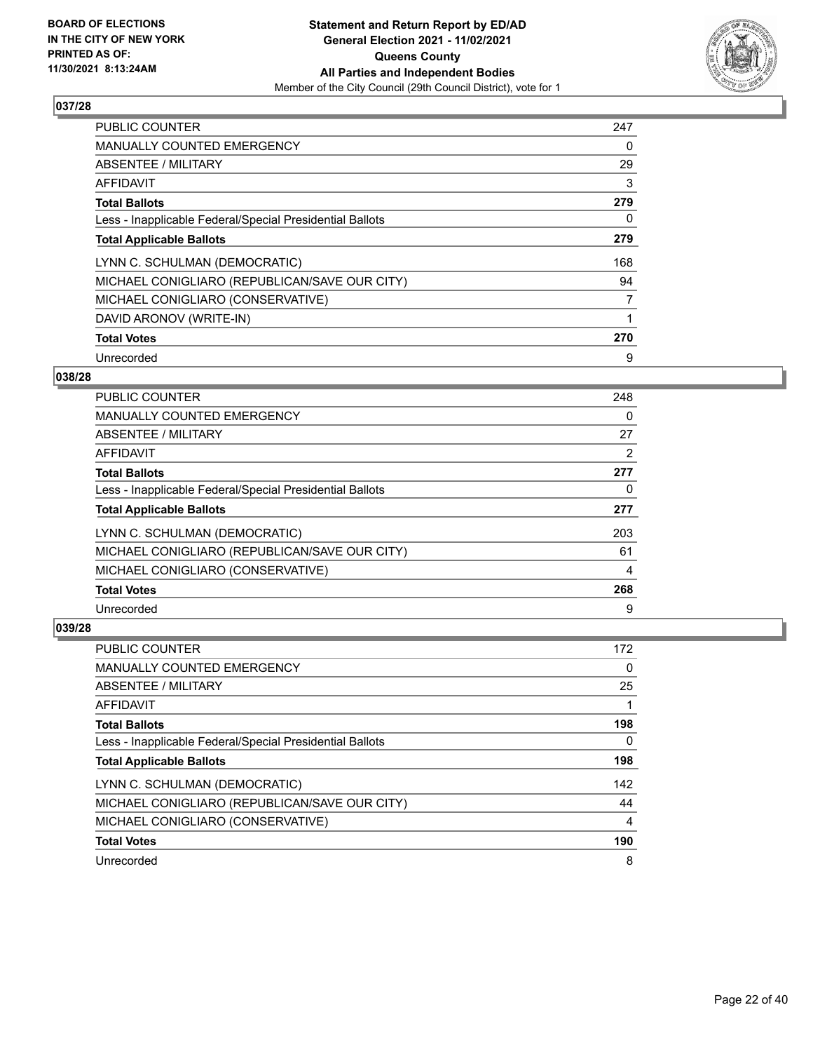## 037/28

| | |
|---|---|
| PUBLIC COUNTER | 247 |
| MANUALLY COUNTED EMERGENCY | 0 |
| ABSENTEE / MILITARY | 29 |
| AFFIDAVIT | 3 |
| **Total Ballots** | **279** |
| Less - Inapplicable Federal/Special Presidential Ballots | 0 |
| **Total Applicable Ballots** | **279** |
| LYNN C. SCHULMAN (DEMOCRATIC) | 168 |
| MICHAEL CONIGLIARO (REPUBLICAN/SAVE OUR CITY) | 94 |
| MICHAEL CONIGLIARO (CONSERVATIVE) | 7 |
| DAVID ARONOV (WRITE-IN) | 1 |
| **Total Votes** | **270** |
| Unrecorded | 9 |

## 038/28

| | |
|---|---|
| PUBLIC COUNTER | 248 |
| MANUALLY COUNTED EMERGENCY | 0 |
| ABSENTEE / MILITARY | 27 |
| AFFIDAVIT | 2 |
| **Total Ballots** | **277** |
| Less - Inapplicable Federal/Special Presidential Ballots | 0 |
| **Total Applicable Ballots** | **277** |
| LYNN C. SCHULMAN (DEMOCRATIC) | 203 |
| MICHAEL CONIGLIARO (REPUBLICAN/SAVE OUR CITY) | 61 |
| MICHAEL CONIGLIARO (CONSERVATIVE) | 4 |
| **Total Votes** | **268** |
| Unrecorded | 9 |

## 039/28

| | |
|---|---|
| PUBLIC COUNTER | 172 |
| MANUALLY COUNTED EMERGENCY | 0 |
| ABSENTEE / MILITARY | 25 |
| AFFIDAVIT | 1 |
| **Total Ballots** | **198** |
| Less - Inapplicable Federal/Special Presidential Ballots | 0 |
| **Total Applicable Ballots** | **198** |
| LYNN C. SCHULMAN (DEMOCRATIC) | 142 |
| MICHAEL CONIGLIARO (REPUBLICAN/SAVE OUR CITY) | 44 |
| MICHAEL CONIGLIARO (CONSERVATIVE) | 4 |
| **Total Votes** | **190** |
| Unrecorded | 8 |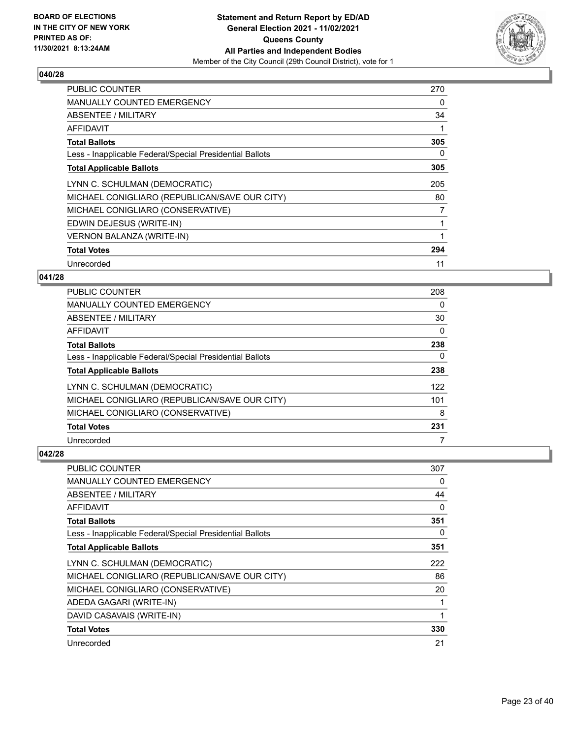**Statement and Return Report by ED/AD**
**General Election 2021 - 11/02/2021**
**Queens County**
**All Parties and Independent Bodies**
Member of the City Council (29th Council District), vote for 1

BOARD OF ELECTIONS
IN THE CITY OF NEW YORK
PRINTED AS OF:
11/30/2021 8:13:24AM

## 040/28

| | |
|---|---|
| PUBLIC COUNTER | 270 |
| MANUALLY COUNTED EMERGENCY | 0 |
| ABSENTEE / MILITARY | 34 |
| AFFIDAVIT | 1 |
| **Total Ballots** | **305** |
| Less - Inapplicable Federal/Special Presidential Ballots | 0 |
| **Total Applicable Ballots** | **305** |
| LYNN C. SCHULMAN (DEMOCRATIC) | 205 |
| MICHAEL CONIGLIARO (REPUBLICAN/SAVE OUR CITY) | 80 |
| MICHAEL CONIGLIARO (CONSERVATIVE) | 7 |
| EDWIN DEJESUS (WRITE-IN) | 1 |
| VERNON BALANZA (WRITE-IN) | 1 |
| **Total Votes** | **294** |
| Unrecorded | 11 |

## 041/28

| | |
|---|---|
| PUBLIC COUNTER | 208 |
| MANUALLY COUNTED EMERGENCY | 0 |
| ABSENTEE / MILITARY | 30 |
| AFFIDAVIT | 0 |
| **Total Ballots** | **238** |
| Less - Inapplicable Federal/Special Presidential Ballots | 0 |
| **Total Applicable Ballots** | **238** |
| LYNN C. SCHULMAN (DEMOCRATIC) | 122 |
| MICHAEL CONIGLIARO (REPUBLICAN/SAVE OUR CITY) | 101 |
| MICHAEL CONIGLIARO (CONSERVATIVE) | 8 |
| **Total Votes** | **231** |
| Unrecorded | 7 |

## 042/28

| | |
|---|---|
| PUBLIC COUNTER | 307 |
| MANUALLY COUNTED EMERGENCY | 0 |
| ABSENTEE / MILITARY | 44 |
| AFFIDAVIT | 0 |
| **Total Ballots** | **351** |
| Less - Inapplicable Federal/Special Presidential Ballots | 0 |
| **Total Applicable Ballots** | **351** |
| LYNN C. SCHULMAN (DEMOCRATIC) | 222 |
| MICHAEL CONIGLIARO (REPUBLICAN/SAVE OUR CITY) | 86 |
| MICHAEL CONIGLIARO (CONSERVATIVE) | 20 |
| ADEDA GAGARI (WRITE-IN) | 1 |
| DAVID CASAVAIS (WRITE-IN) | 1 |
| **Total Votes** | **330** |
| Unrecorded | 21 |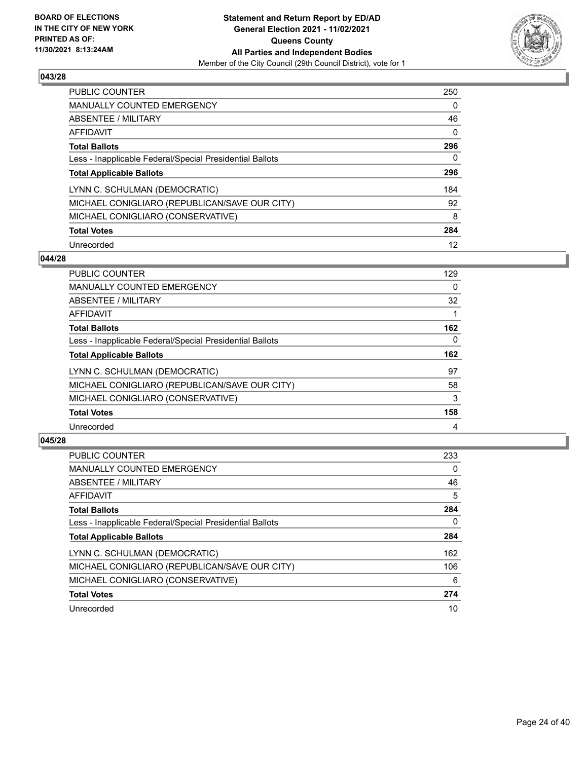BOARD OF ELECTIONS IN THE CITY OF NEW YORK PRINTED AS OF: 11/30/2021 8:13:24AM

**Statement and Return Report by ED/AD**
**General Election 2021 - 11/02/2021**
**Queens County**
**All Parties and Independent Bodies**
Member of the City Council (29th Council District), vote for 1

### 043/28

| | |
|---|---|
| PUBLIC COUNTER | 250 |
| MANUALLY COUNTED EMERGENCY | 0 |
| ABSENTEE / MILITARY | 46 |
| AFFIDAVIT | 0 |
| **Total Ballots** | **296** |
| Less - Inapplicable Federal/Special Presidential Ballots | 0 |
| **Total Applicable Ballots** | **296** |
| LYNN C. SCHULMAN (DEMOCRATIC) | 184 |
| MICHAEL CONIGLIARO (REPUBLICAN/SAVE OUR CITY) | 92 |
| MICHAEL CONIGLIARO (CONSERVATIVE) | 8 |
| **Total Votes** | **284** |
| Unrecorded | 12 |

### 044/28

| | |
|---|---|
| PUBLIC COUNTER | 129 |
| MANUALLY COUNTED EMERGENCY | 0 |
| ABSENTEE / MILITARY | 32 |
| AFFIDAVIT | 1 |
| **Total Ballots** | **162** |
| Less - Inapplicable Federal/Special Presidential Ballots | 0 |
| **Total Applicable Ballots** | **162** |
| LYNN C. SCHULMAN (DEMOCRATIC) | 97 |
| MICHAEL CONIGLIARO (REPUBLICAN/SAVE OUR CITY) | 58 |
| MICHAEL CONIGLIARO (CONSERVATIVE) | 3 |
| **Total Votes** | **158** |
| Unrecorded | 4 |

### 045/28

| | |
|---|---|
| PUBLIC COUNTER | 233 |
| MANUALLY COUNTED EMERGENCY | 0 |
| ABSENTEE / MILITARY | 46 |
| AFFIDAVIT | 5 |
| **Total Ballots** | **284** |
| Less - Inapplicable Federal/Special Presidential Ballots | 0 |
| **Total Applicable Ballots** | **284** |
| LYNN C. SCHULMAN (DEMOCRATIC) | 162 |
| MICHAEL CONIGLIARO (REPUBLICAN/SAVE OUR CITY) | 106 |
| MICHAEL CONIGLIARO (CONSERVATIVE) | 6 |
| **Total Votes** | **274** |
| Unrecorded | 10 |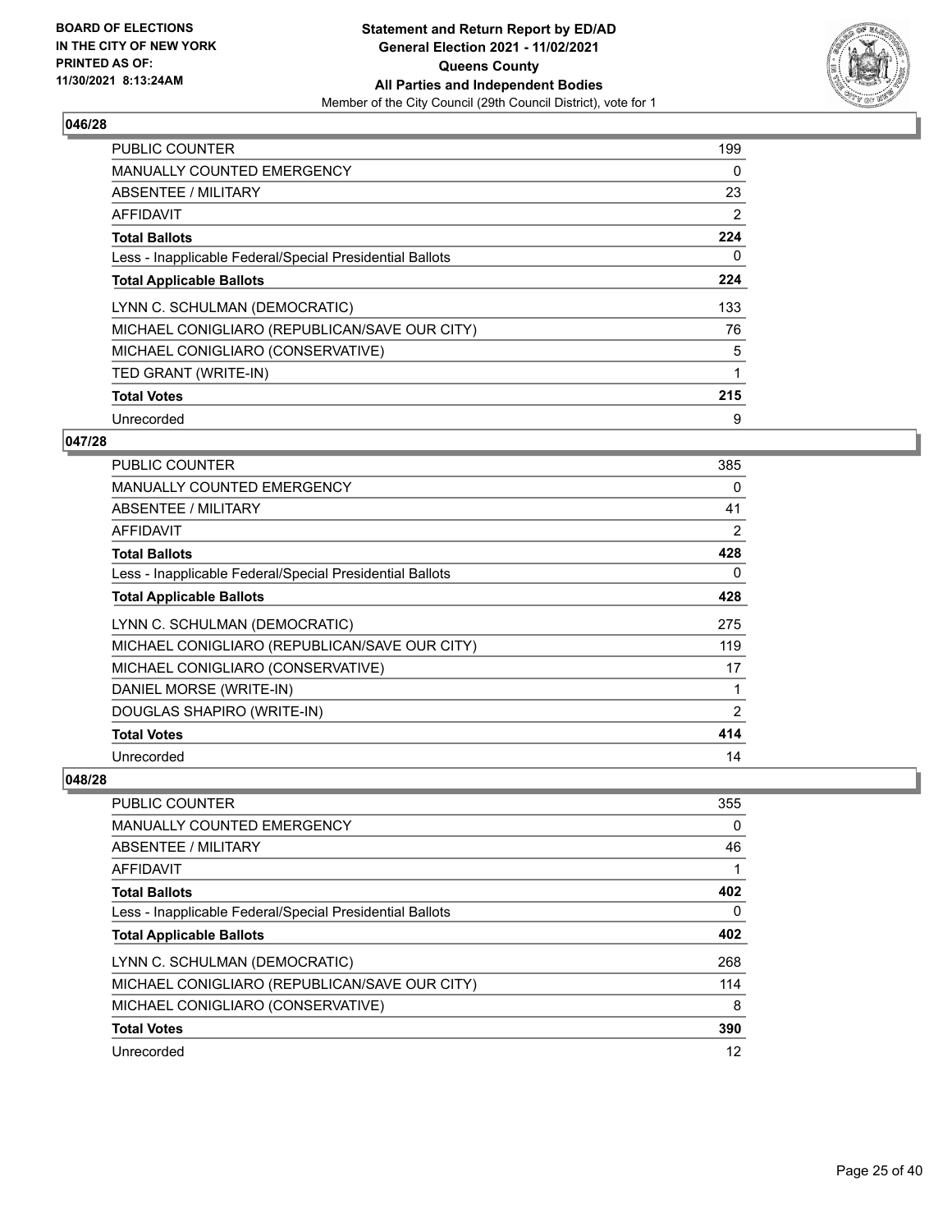## 046/28

| | |
|---|---|
| PUBLIC COUNTER | 199 |
| MANUALLY COUNTED EMERGENCY | 0 |
| ABSENTEE / MILITARY | 23 |
| AFFIDAVIT | 2 |
| **Total Ballots** | **224** |
| Less - Inapplicable Federal/Special Presidential Ballots | 0 |
| **Total Applicable Ballots** | **224** |
| LYNN C. SCHULMAN (DEMOCRATIC) | 133 |
| MICHAEL CONIGLIARO (REPUBLICAN/SAVE OUR CITY) | 76 |
| MICHAEL CONIGLIARO (CONSERVATIVE) | 5 |
| TED GRANT (WRITE-IN) | 1 |
| **Total Votes** | **215** |
| Unrecorded | 9 |

## 047/28

| | |
|---|---|
| PUBLIC COUNTER | 385 |
| MANUALLY COUNTED EMERGENCY | 0 |
| ABSENTEE / MILITARY | 41 |
| AFFIDAVIT | 2 |
| **Total Ballots** | **428** |
| Less - Inapplicable Federal/Special Presidential Ballots | 0 |
| **Total Applicable Ballots** | **428** |
| LYNN C. SCHULMAN (DEMOCRATIC) | 275 |
| MICHAEL CONIGLIARO (REPUBLICAN/SAVE OUR CITY) | 119 |
| MICHAEL CONIGLIARO (CONSERVATIVE) | 17 |
| DANIEL MORSE (WRITE-IN) | 1 |
| DOUGLAS SHAPIRO (WRITE-IN) | 2 |
| **Total Votes** | **414** |
| Unrecorded | 14 |

## 048/28

| | |
|---|---|
| PUBLIC COUNTER | 355 |
| MANUALLY COUNTED EMERGENCY | 0 |
| ABSENTEE / MILITARY | 46 |
| AFFIDAVIT | 1 |
| **Total Ballots** | **402** |
| Less - Inapplicable Federal/Special Presidential Ballots | 0 |
| **Total Applicable Ballots** | **402** |
| LYNN C. SCHULMAN (DEMOCRATIC) | 268 |
| MICHAEL CONIGLIARO (REPUBLICAN/SAVE OUR CITY) | 114 |
| MICHAEL CONIGLIARO (CONSERVATIVE) | 8 |
| **Total Votes** | **390** |
| Unrecorded | 12 |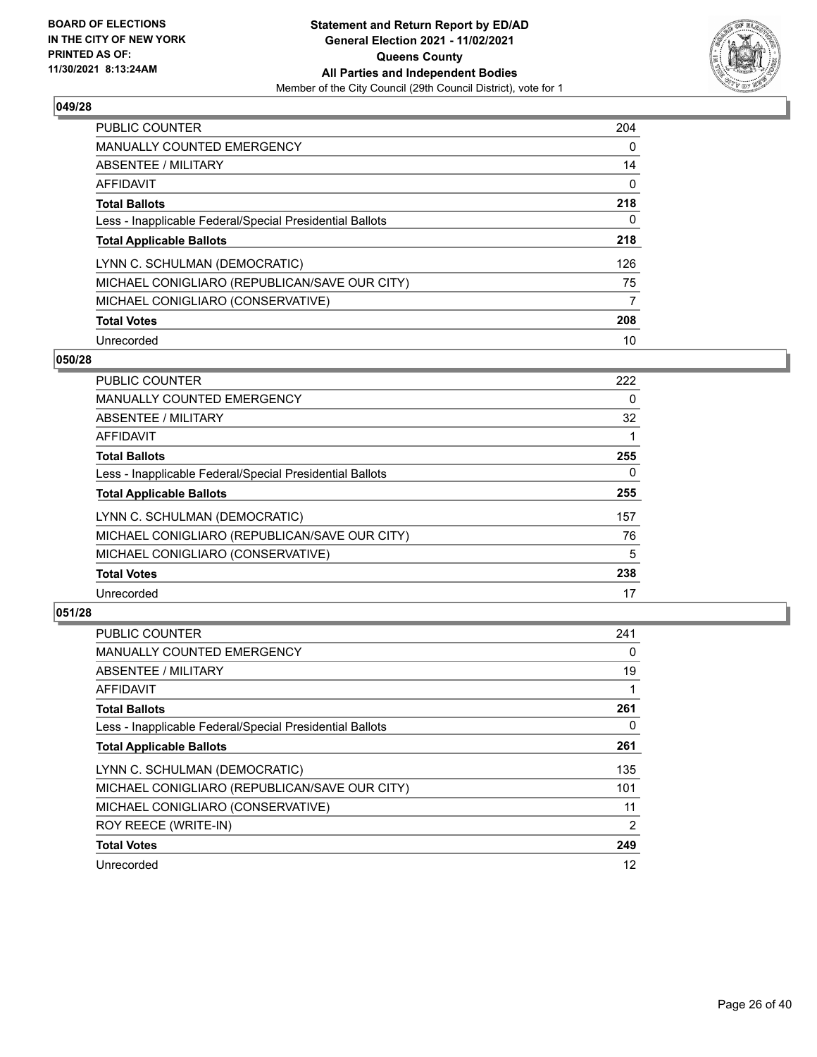## 049/28

| | |
|---|---|
| PUBLIC COUNTER | 204 |
| MANUALLY COUNTED EMERGENCY | 0 |
| ABSENTEE / MILITARY | 14 |
| AFFIDAVIT | 0 |
| **Total Ballots** | **218** |
| Less - Inapplicable Federal/Special Presidential Ballots | 0 |
| **Total Applicable Ballots** | **218** |
| LYNN C. SCHULMAN (DEMOCRATIC) | 126 |
| MICHAEL CONIGLIARO (REPUBLICAN/SAVE OUR CITY) | 75 |
| MICHAEL CONIGLIARO (CONSERVATIVE) | 7 |
| **Total Votes** | **208** |
| Unrecorded | 10 |

## 050/28

| | |
|---|---|
| PUBLIC COUNTER | 222 |
| MANUALLY COUNTED EMERGENCY | 0 |
| ABSENTEE / MILITARY | 32 |
| AFFIDAVIT | 1 |
| **Total Ballots** | **255** |
| Less - Inapplicable Federal/Special Presidential Ballots | 0 |
| **Total Applicable Ballots** | **255** |
| LYNN C. SCHULMAN (DEMOCRATIC) | 157 |
| MICHAEL CONIGLIARO (REPUBLICAN/SAVE OUR CITY) | 76 |
| MICHAEL CONIGLIARO (CONSERVATIVE) | 5 |
| **Total Votes** | **238** |
| Unrecorded | 17 |

## 051/28

| | |
|---|---|
| PUBLIC COUNTER | 241 |
| MANUALLY COUNTED EMERGENCY | 0 |
| ABSENTEE / MILITARY | 19 |
| AFFIDAVIT | 1 |
| **Total Ballots** | **261** |
| Less - Inapplicable Federal/Special Presidential Ballots | 0 |
| **Total Applicable Ballots** | **261** |
| LYNN C. SCHULMAN (DEMOCRATIC) | 135 |
| MICHAEL CONIGLIARO (REPUBLICAN/SAVE OUR CITY) | 101 |
| MICHAEL CONIGLIARO (CONSERVATIVE) | 11 |
| ROY REECE (WRITE-IN) | 2 |
| **Total Votes** | **249** |
| Unrecorded | 12 |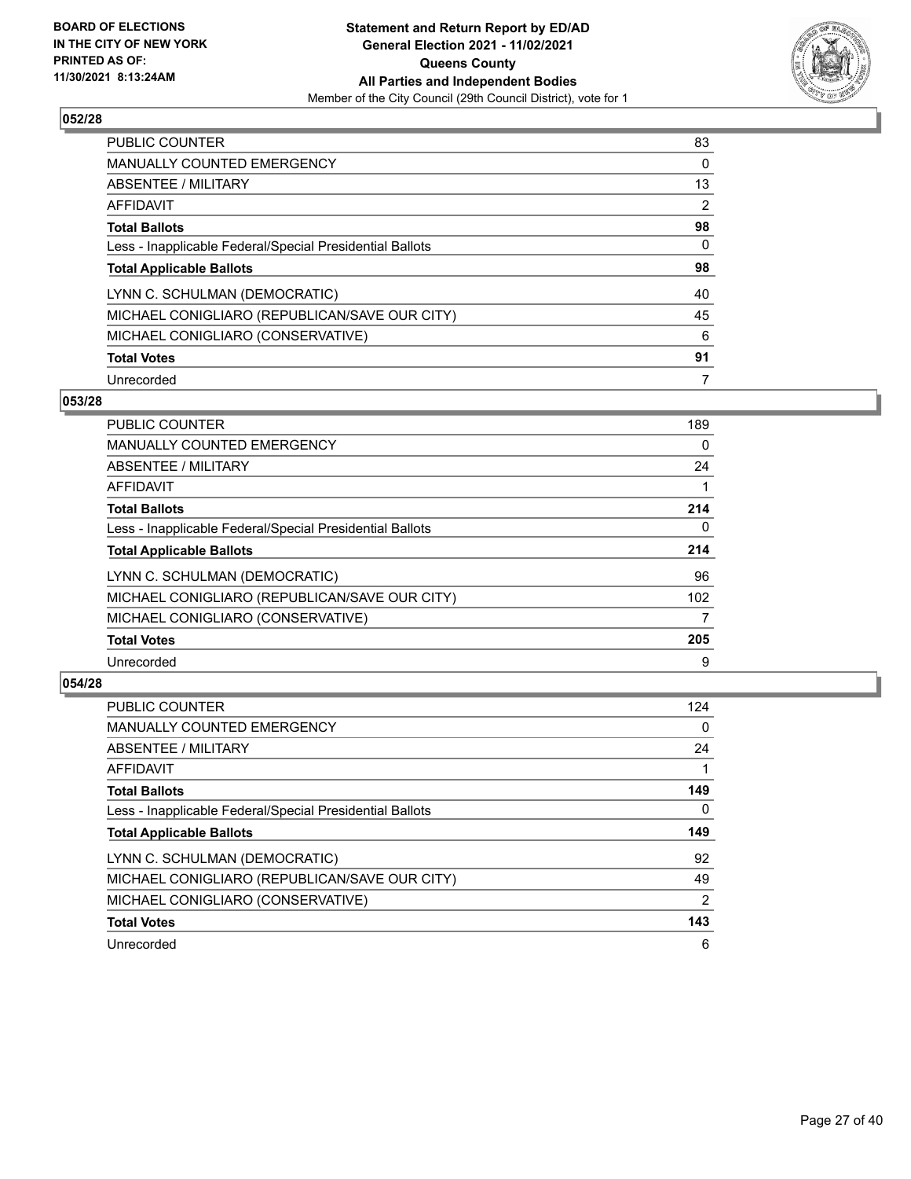BOARD OF ELECTIONS
IN THE CITY OF NEW YORK
PRINTED AS OF:
11/30/2021 8:13:24AM

**Statement and Return Report by ED/AD**
**General Election 2021 - 11/02/2021**
**Queens County**
**All Parties and Independent Bodies**
Member of the City Council (29th Council District), vote for 1

## 052/28

| | |
|---|---|
| PUBLIC COUNTER | 83 |
| MANUALLY COUNTED EMERGENCY | 0 |
| ABSENTEE / MILITARY | 13 |
| AFFIDAVIT | 2 |
| **Total Ballots** | **98** |
| Less - Inapplicable Federal/Special Presidential Ballots | 0 |
| **Total Applicable Ballots** | **98** |
| LYNN C. SCHULMAN (DEMOCRATIC) | 40 |
| MICHAEL CONIGLIARO (REPUBLICAN/SAVE OUR CITY) | 45 |
| MICHAEL CONIGLIARO (CONSERVATIVE) | 6 |
| **Total Votes** | **91** |
| Unrecorded | 7 |

## 053/28

| | |
|---|---|
| PUBLIC COUNTER | 189 |
| MANUALLY COUNTED EMERGENCY | 0 |
| ABSENTEE / MILITARY | 24 |
| AFFIDAVIT | 1 |
| **Total Ballots** | **214** |
| Less - Inapplicable Federal/Special Presidential Ballots | 0 |
| **Total Applicable Ballots** | **214** |
| LYNN C. SCHULMAN (DEMOCRATIC) | 96 |
| MICHAEL CONIGLIARO (REPUBLICAN/SAVE OUR CITY) | 102 |
| MICHAEL CONIGLIARO (CONSERVATIVE) | 7 |
| **Total Votes** | **205** |
| Unrecorded | 9 |

## 054/28

| | |
|---|---|
| PUBLIC COUNTER | 124 |
| MANUALLY COUNTED EMERGENCY | 0 |
| ABSENTEE / MILITARY | 24 |
| AFFIDAVIT | 1 |
| **Total Ballots** | **149** |
| Less - Inapplicable Federal/Special Presidential Ballots | 0 |
| **Total Applicable Ballots** | **149** |
| LYNN C. SCHULMAN (DEMOCRATIC) | 92 |
| MICHAEL CONIGLIARO (REPUBLICAN/SAVE OUR CITY) | 49 |
| MICHAEL CONIGLIARO (CONSERVATIVE) | 2 |
| **Total Votes** | **143** |
| Unrecorded | 6 |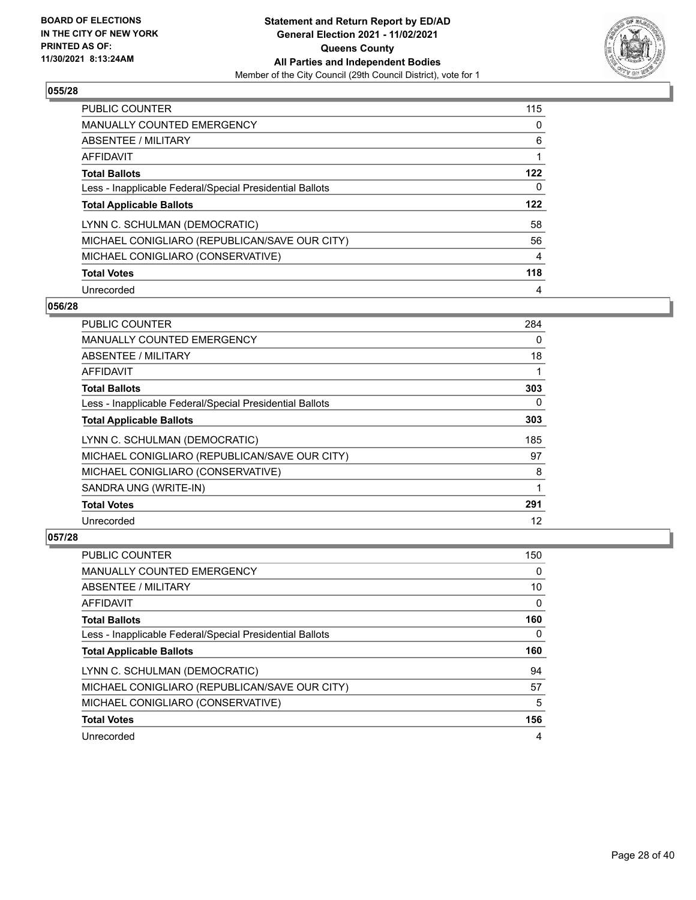**BOARD OF ELECTIONS IN THE CITY OF NEW YORK PRINTED AS OF: 11/30/2021 8:13:24AM**

**Statement and Return Report by ED/AD**
**General Election 2021 - 11/02/2021**
**Queens County**
**All Parties and Independent Bodies**
Member of the City Council (29th Council District), vote for 1

### 055/28

| | |
|---|---|
| PUBLIC COUNTER | 115 |
| MANUALLY COUNTED EMERGENCY | 0 |
| ABSENTEE / MILITARY | 6 |
| AFFIDAVIT | 1 |
| **Total Ballots** | **122** |
| Less - Inapplicable Federal/Special Presidential Ballots | 0 |
| **Total Applicable Ballots** | **122** |
| LYNN C. SCHULMAN (DEMOCRATIC) | 58 |
| MICHAEL CONIGLIARO (REPUBLICAN/SAVE OUR CITY) | 56 |
| MICHAEL CONIGLIARO (CONSERVATIVE) | 4 |
| **Total Votes** | **118** |
| Unrecorded | 4 |

### 056/28

| | |
|---|---|
| PUBLIC COUNTER | 284 |
| MANUALLY COUNTED EMERGENCY | 0 |
| ABSENTEE / MILITARY | 18 |
| AFFIDAVIT | 1 |
| **Total Ballots** | **303** |
| Less - Inapplicable Federal/Special Presidential Ballots | 0 |
| **Total Applicable Ballots** | **303** |
| LYNN C. SCHULMAN (DEMOCRATIC) | 185 |
| MICHAEL CONIGLIARO (REPUBLICAN/SAVE OUR CITY) | 97 |
| MICHAEL CONIGLIARO (CONSERVATIVE) | 8 |
| SANDRA UNG (WRITE-IN) | 1 |
| **Total Votes** | **291** |
| Unrecorded | 12 |

### 057/28

| | |
|---|---|
| PUBLIC COUNTER | 150 |
| MANUALLY COUNTED EMERGENCY | 0 |
| ABSENTEE / MILITARY | 10 |
| AFFIDAVIT | 0 |
| **Total Ballots** | **160** |
| Less - Inapplicable Federal/Special Presidential Ballots | 0 |
| **Total Applicable Ballots** | **160** |
| LYNN C. SCHULMAN (DEMOCRATIC) | 94 |
| MICHAEL CONIGLIARO (REPUBLICAN/SAVE OUR CITY) | 57 |
| MICHAEL CONIGLIARO (CONSERVATIVE) | 5 |
| **Total Votes** | **156** |
| Unrecorded | 4 |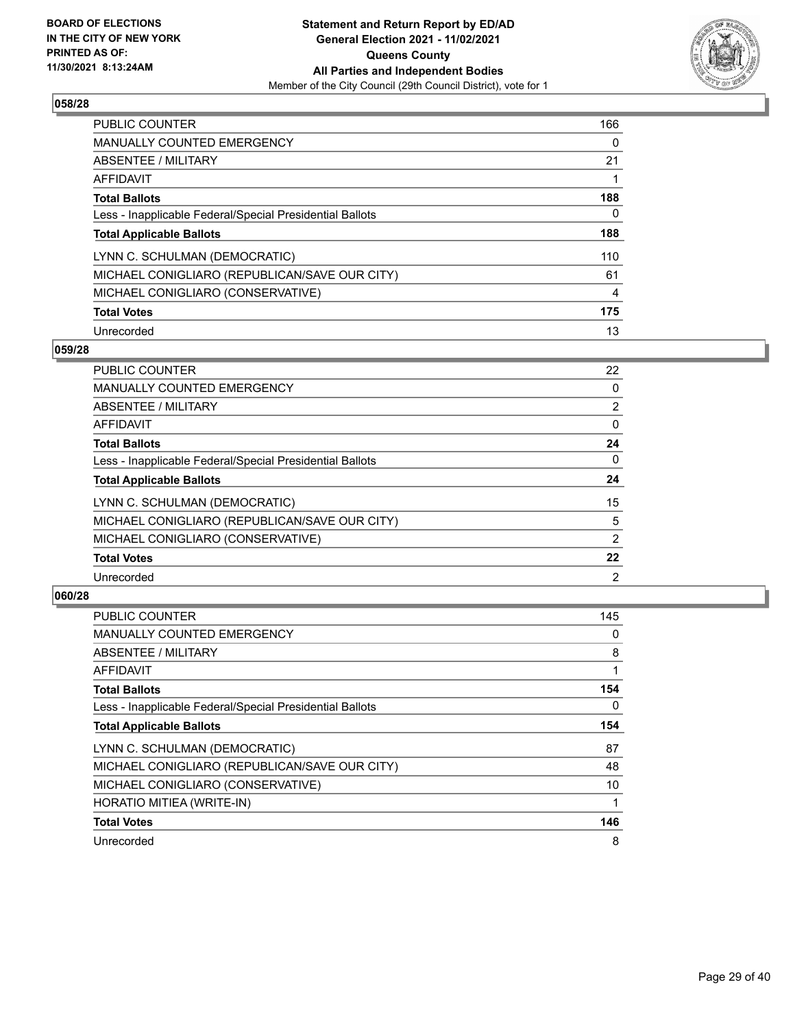**BOARD OF ELECTIONS IN THE CITY OF NEW YORK PRINTED AS OF: 11/30/2021 8:13:24AM**

**Statement and Return Report by ED/AD General Election 2021 - 11/02/2021 Queens County All Parties and Independent Bodies**

Member of the City Council (29th Council District), vote for 1

## 058/28

| | |
|---|---|
| PUBLIC COUNTER | 166 |
| MANUALLY COUNTED EMERGENCY | 0 |
| ABSENTEE / MILITARY | 21 |
| AFFIDAVIT | 1 |
| **Total Ballots** | **188** |
| Less - Inapplicable Federal/Special Presidential Ballots | 0 |
| **Total Applicable Ballots** | **188** |
| LYNN C. SCHULMAN (DEMOCRATIC) | 110 |
| MICHAEL CONIGLIARO (REPUBLICAN/SAVE OUR CITY) | 61 |
| MICHAEL CONIGLIARO (CONSERVATIVE) | 4 |
| **Total Votes** | **175** |
| Unrecorded | 13 |

## 059/28

| | |
|---|---|
| PUBLIC COUNTER | 22 |
| MANUALLY COUNTED EMERGENCY | 0 |
| ABSENTEE / MILITARY | 2 |
| AFFIDAVIT | 0 |
| **Total Ballots** | **24** |
| Less - Inapplicable Federal/Special Presidential Ballots | 0 |
| **Total Applicable Ballots** | **24** |
| LYNN C. SCHULMAN (DEMOCRATIC) | 15 |
| MICHAEL CONIGLIARO (REPUBLICAN/SAVE OUR CITY) | 5 |
| MICHAEL CONIGLIARO (CONSERVATIVE) | 2 |
| **Total Votes** | **22** |
| Unrecorded | 2 |

## 060/28

| | |
|---|---|
| PUBLIC COUNTER | 145 |
| MANUALLY COUNTED EMERGENCY | 0 |
| ABSENTEE / MILITARY | 8 |
| AFFIDAVIT | 1 |
| **Total Ballots** | **154** |
| Less - Inapplicable Federal/Special Presidential Ballots | 0 |
| **Total Applicable Ballots** | **154** |
| LYNN C. SCHULMAN (DEMOCRATIC) | 87 |
| MICHAEL CONIGLIARO (REPUBLICAN/SAVE OUR CITY) | 48 |
| MICHAEL CONIGLIARO (CONSERVATIVE) | 10 |
| HORATIO MITIEA (WRITE-IN) | 1 |
| **Total Votes** | **146** |
| Unrecorded | 8 |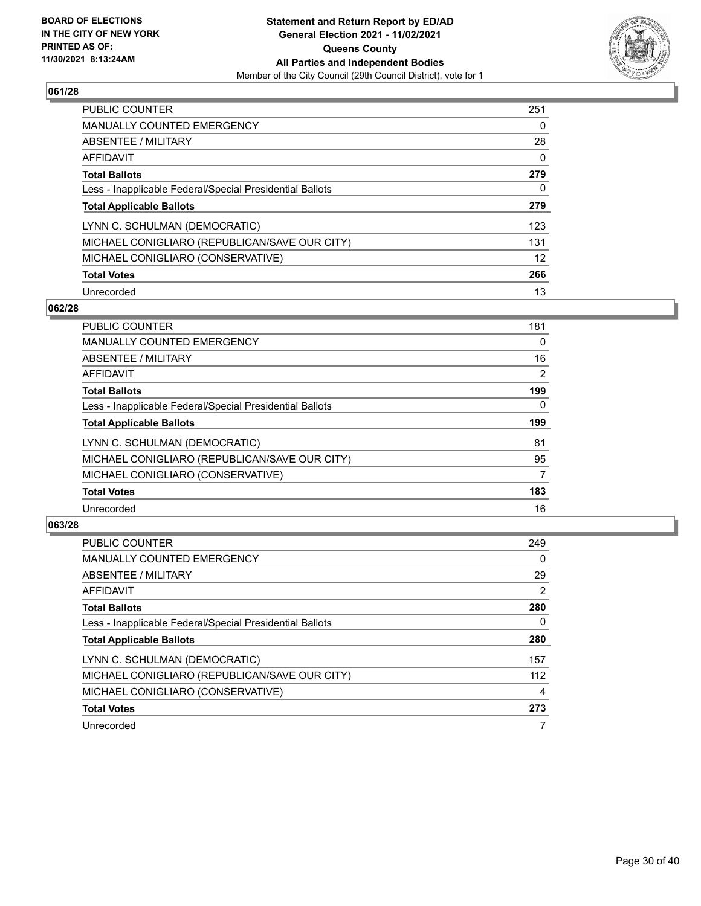**BOARD OF ELECTIONS IN THE CITY OF NEW YORK PRINTED AS OF: 11/30/2021 8:13:24AM**

**Statement and Return Report by ED/AD General Election 2021 - 11/02/2021 Queens County All Parties and Independent Bodies**

Member of the City Council (29th Council District), vote for 1

### 061/28

| | |
|---|---|
| PUBLIC COUNTER | 251 |
| MANUALLY COUNTED EMERGENCY | 0 |
| ABSENTEE / MILITARY | 28 |
| AFFIDAVIT | 0 |
| **Total Ballots** | **279** |
| Less - Inapplicable Federal/Special Presidential Ballots | 0 |
| **Total Applicable Ballots** | **279** |
| LYNN C. SCHULMAN (DEMOCRATIC) | 123 |
| MICHAEL CONIGLIARO (REPUBLICAN/SAVE OUR CITY) | 131 |
| MICHAEL CONIGLIARO (CONSERVATIVE) | 12 |
| **Total Votes** | **266** |
| Unrecorded | 13 |

### 062/28

| | |
|---|---|
| PUBLIC COUNTER | 181 |
| MANUALLY COUNTED EMERGENCY | 0 |
| ABSENTEE / MILITARY | 16 |
| AFFIDAVIT | 2 |
| **Total Ballots** | **199** |
| Less - Inapplicable Federal/Special Presidential Ballots | 0 |
| **Total Applicable Ballots** | **199** |
| LYNN C. SCHULMAN (DEMOCRATIC) | 81 |
| MICHAEL CONIGLIARO (REPUBLICAN/SAVE OUR CITY) | 95 |
| MICHAEL CONIGLIARO (CONSERVATIVE) | 7 |
| **Total Votes** | **183** |
| Unrecorded | 16 |

### 063/28

| | |
|---|---|
| PUBLIC COUNTER | 249 |
| MANUALLY COUNTED EMERGENCY | 0 |
| ABSENTEE / MILITARY | 29 |
| AFFIDAVIT | 2 |
| **Total Ballots** | **280** |
| Less - Inapplicable Federal/Special Presidential Ballots | 0 |
| **Total Applicable Ballots** | **280** |
| LYNN C. SCHULMAN (DEMOCRATIC) | 157 |
| MICHAEL CONIGLIARO (REPUBLICAN/SAVE OUR CITY) | 112 |
| MICHAEL CONIGLIARO (CONSERVATIVE) | 4 |
| **Total Votes** | **273** |
| Unrecorded | 7 |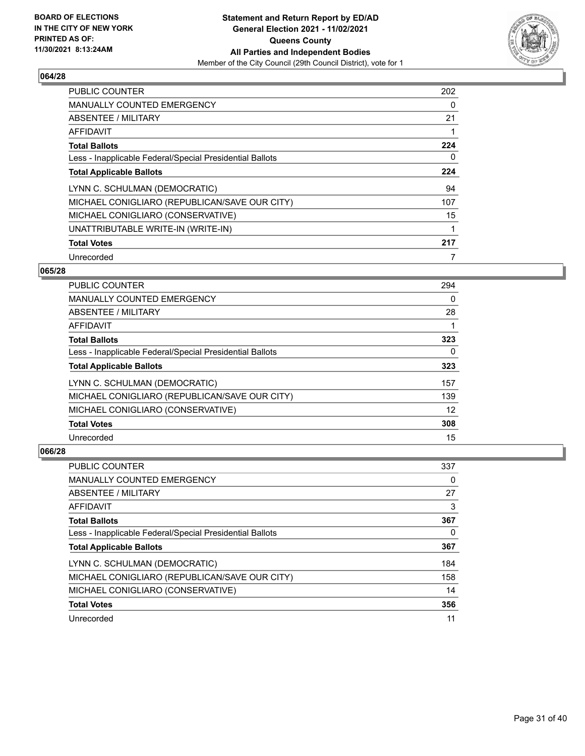## 064/28

| | |
|---|---|
| PUBLIC COUNTER | 202 |
| MANUALLY COUNTED EMERGENCY | 0 |
| ABSENTEE / MILITARY | 21 |
| AFFIDAVIT | 1 |
| **Total Ballots** | **224** |
| Less - Inapplicable Federal/Special Presidential Ballots | 0 |
| **Total Applicable Ballots** | **224** |
| LYNN C. SCHULMAN (DEMOCRATIC) | 94 |
| MICHAEL CONIGLIARO (REPUBLICAN/SAVE OUR CITY) | 107 |
| MICHAEL CONIGLIARO (CONSERVATIVE) | 15 |
| UNATTRIBUTABLE WRITE-IN (WRITE-IN) | 1 |
| **Total Votes** | **217** |
| Unrecorded | 7 |

## 065/28

| | |
|---|---|
| PUBLIC COUNTER | 294 |
| MANUALLY COUNTED EMERGENCY | 0 |
| ABSENTEE / MILITARY | 28 |
| AFFIDAVIT | 1 |
| **Total Ballots** | **323** |
| Less - Inapplicable Federal/Special Presidential Ballots | 0 |
| **Total Applicable Ballots** | **323** |
| LYNN C. SCHULMAN (DEMOCRATIC) | 157 |
| MICHAEL CONIGLIARO (REPUBLICAN/SAVE OUR CITY) | 139 |
| MICHAEL CONIGLIARO (CONSERVATIVE) | 12 |
| **Total Votes** | **308** |
| Unrecorded | 15 |

## 066/28

| | |
|---|---|
| PUBLIC COUNTER | 337 |
| MANUALLY COUNTED EMERGENCY | 0 |
| ABSENTEE / MILITARY | 27 |
| AFFIDAVIT | 3 |
| **Total Ballots** | **367** |
| Less - Inapplicable Federal/Special Presidential Ballots | 0 |
| **Total Applicable Ballots** | **367** |
| LYNN C. SCHULMAN (DEMOCRATIC) | 184 |
| MICHAEL CONIGLIARO (REPUBLICAN/SAVE OUR CITY) | 158 |
| MICHAEL CONIGLIARO (CONSERVATIVE) | 14 |
| **Total Votes** | **356** |
| Unrecorded | 11 |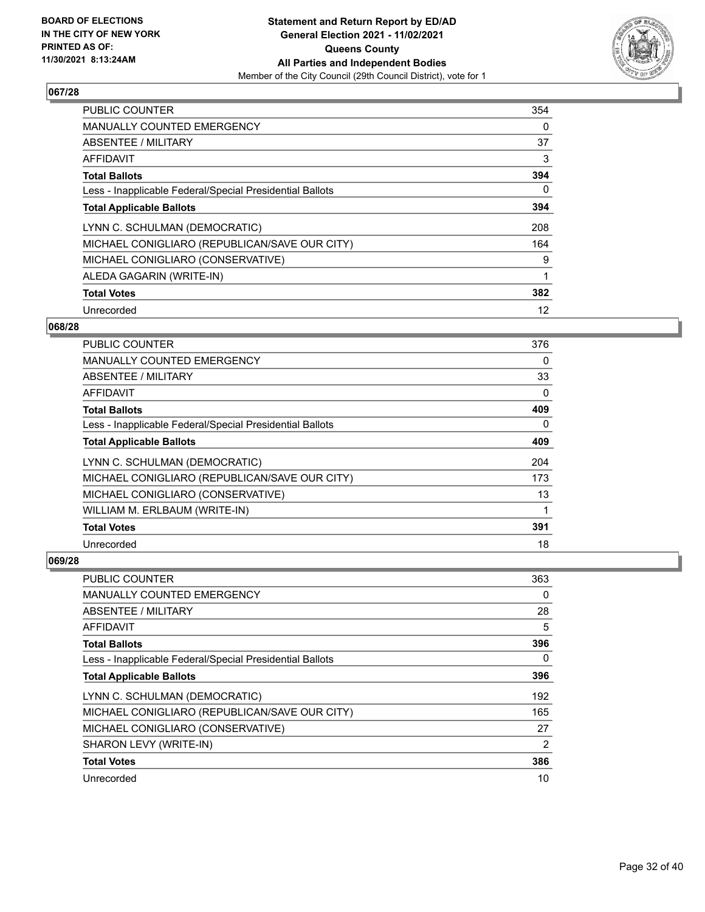**BOARD OF ELECTIONS IN THE CITY OF NEW YORK PRINTED AS OF: 11/30/2021 8:13:24AM**

**Statement and Return Report by ED/AD General Election 2021 - 11/02/2021 Queens County All Parties and Independent Bodies**

Member of the City Council (29th Council District), vote for 1

## 067/28

| | |
|---|---|
| PUBLIC COUNTER | 354 |
| MANUALLY COUNTED EMERGENCY | 0 |
| ABSENTEE / MILITARY | 37 |
| AFFIDAVIT | 3 |
| **Total Ballots** | **394** |
| Less - Inapplicable Federal/Special Presidential Ballots | 0 |
| **Total Applicable Ballots** | **394** |
| LYNN C. SCHULMAN (DEMOCRATIC) | 208 |
| MICHAEL CONIGLIARO (REPUBLICAN/SAVE OUR CITY) | 164 |
| MICHAEL CONIGLIARO (CONSERVATIVE) | 9 |
| ALEDA GAGARIN (WRITE-IN) | 1 |
| **Total Votes** | **382** |
| Unrecorded | 12 |

## 068/28

| | |
|---|---|
| PUBLIC COUNTER | 376 |
| MANUALLY COUNTED EMERGENCY | 0 |
| ABSENTEE / MILITARY | 33 |
| AFFIDAVIT | 0 |
| **Total Ballots** | **409** |
| Less - Inapplicable Federal/Special Presidential Ballots | 0 |
| **Total Applicable Ballots** | **409** |
| LYNN C. SCHULMAN (DEMOCRATIC) | 204 |
| MICHAEL CONIGLIARO (REPUBLICAN/SAVE OUR CITY) | 173 |
| MICHAEL CONIGLIARO (CONSERVATIVE) | 13 |
| WILLIAM M. ERLBAUM (WRITE-IN) | 1 |
| **Total Votes** | **391** |
| Unrecorded | 18 |

## 069/28

| | |
|---|---|
| PUBLIC COUNTER | 363 |
| MANUALLY COUNTED EMERGENCY | 0 |
| ABSENTEE / MILITARY | 28 |
| AFFIDAVIT | 5 |
| **Total Ballots** | **396** |
| Less - Inapplicable Federal/Special Presidential Ballots | 0 |
| **Total Applicable Ballots** | **396** |
| LYNN C. SCHULMAN (DEMOCRATIC) | 192 |
| MICHAEL CONIGLIARO (REPUBLICAN/SAVE OUR CITY) | 165 |
| MICHAEL CONIGLIARO (CONSERVATIVE) | 27 |
| SHARON LEVY (WRITE-IN) | 2 |
| **Total Votes** | **386** |
| Unrecorded | 10 |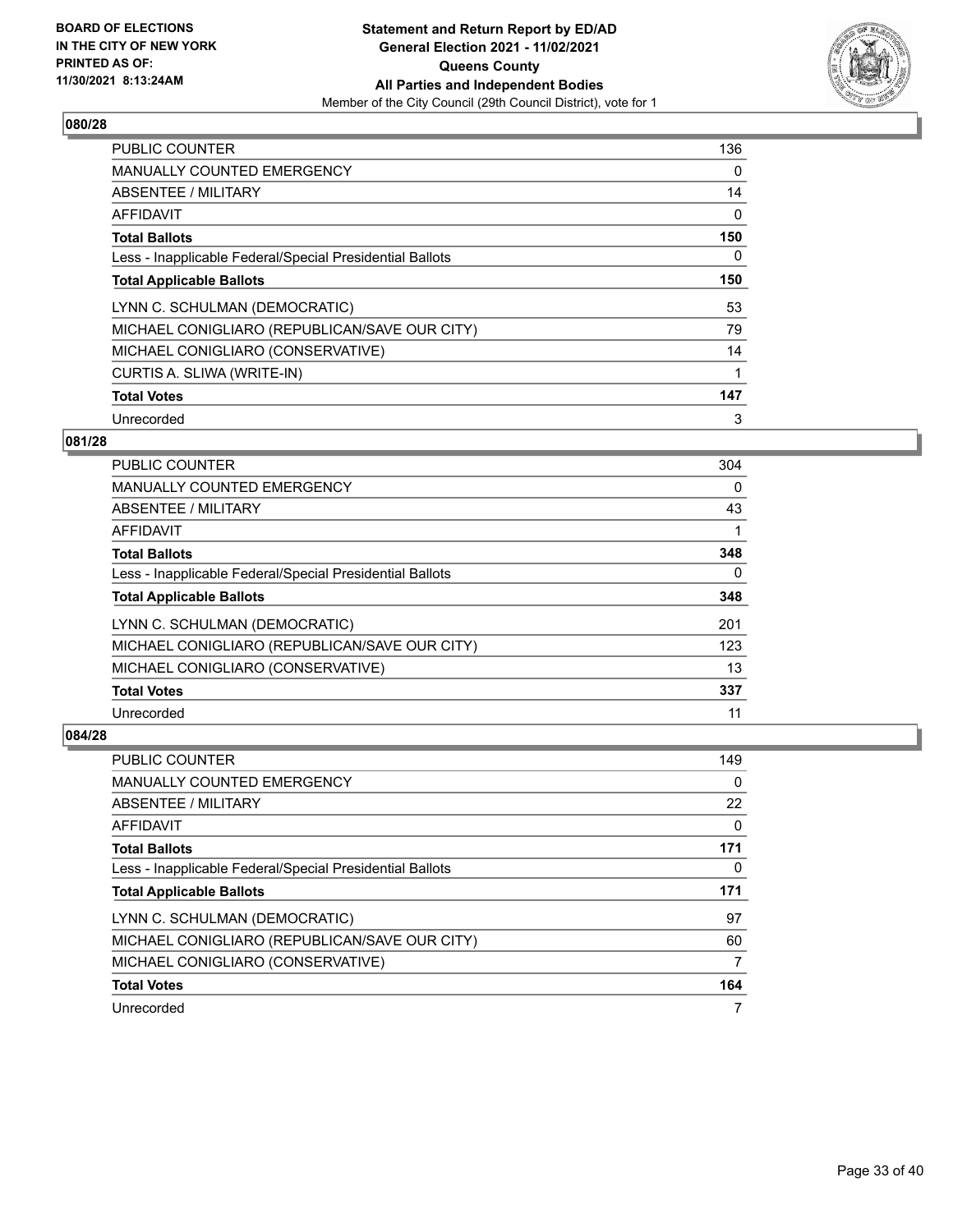BOARD OF ELECTIONS
IN THE CITY OF NEW YORK
PRINTED AS OF:
11/30/2021 8:13:24AM

**Statement and Return Report by ED/AD**
**General Election 2021 - 11/02/2021**
**Queens County**
**All Parties and Independent Bodies**
Member of the City Council (29th Council District), vote for 1

## 080/28

| | |
|---|---|
| PUBLIC COUNTER | 136 |
| MANUALLY COUNTED EMERGENCY | 0 |
| ABSENTEE / MILITARY | 14 |
| AFFIDAVIT | 0 |
| **Total Ballots** | **150** |
| Less - Inapplicable Federal/Special Presidential Ballots | 0 |
| **Total Applicable Ballots** | **150** |
| LYNN C. SCHULMAN (DEMOCRATIC) | 53 |
| MICHAEL CONIGLIARO (REPUBLICAN/SAVE OUR CITY) | 79 |
| MICHAEL CONIGLIARO (CONSERVATIVE) | 14 |
| CURTIS A. SLIWA (WRITE-IN) | 1 |
| **Total Votes** | **147** |
| Unrecorded | 3 |

## 081/28

| | |
|---|---|
| PUBLIC COUNTER | 304 |
| MANUALLY COUNTED EMERGENCY | 0 |
| ABSENTEE / MILITARY | 43 |
| AFFIDAVIT | 1 |
| **Total Ballots** | **348** |
| Less - Inapplicable Federal/Special Presidential Ballots | 0 |
| **Total Applicable Ballots** | **348** |
| LYNN C. SCHULMAN (DEMOCRATIC) | 201 |
| MICHAEL CONIGLIARO (REPUBLICAN/SAVE OUR CITY) | 123 |
| MICHAEL CONIGLIARO (CONSERVATIVE) | 13 |
| **Total Votes** | **337** |
| Unrecorded | 11 |

## 084/28

| | |
|---|---|
| PUBLIC COUNTER | 149 |
| MANUALLY COUNTED EMERGENCY | 0 |
| ABSENTEE / MILITARY | 22 |
| AFFIDAVIT | 0 |
| **Total Ballots** | **171** |
| Less - Inapplicable Federal/Special Presidential Ballots | 0 |
| **Total Applicable Ballots** | **171** |
| LYNN C. SCHULMAN (DEMOCRATIC) | 97 |
| MICHAEL CONIGLIARO (REPUBLICAN/SAVE OUR CITY) | 60 |
| MICHAEL CONIGLIARO (CONSERVATIVE) | 7 |
| **Total Votes** | **164** |
| Unrecorded | 7 |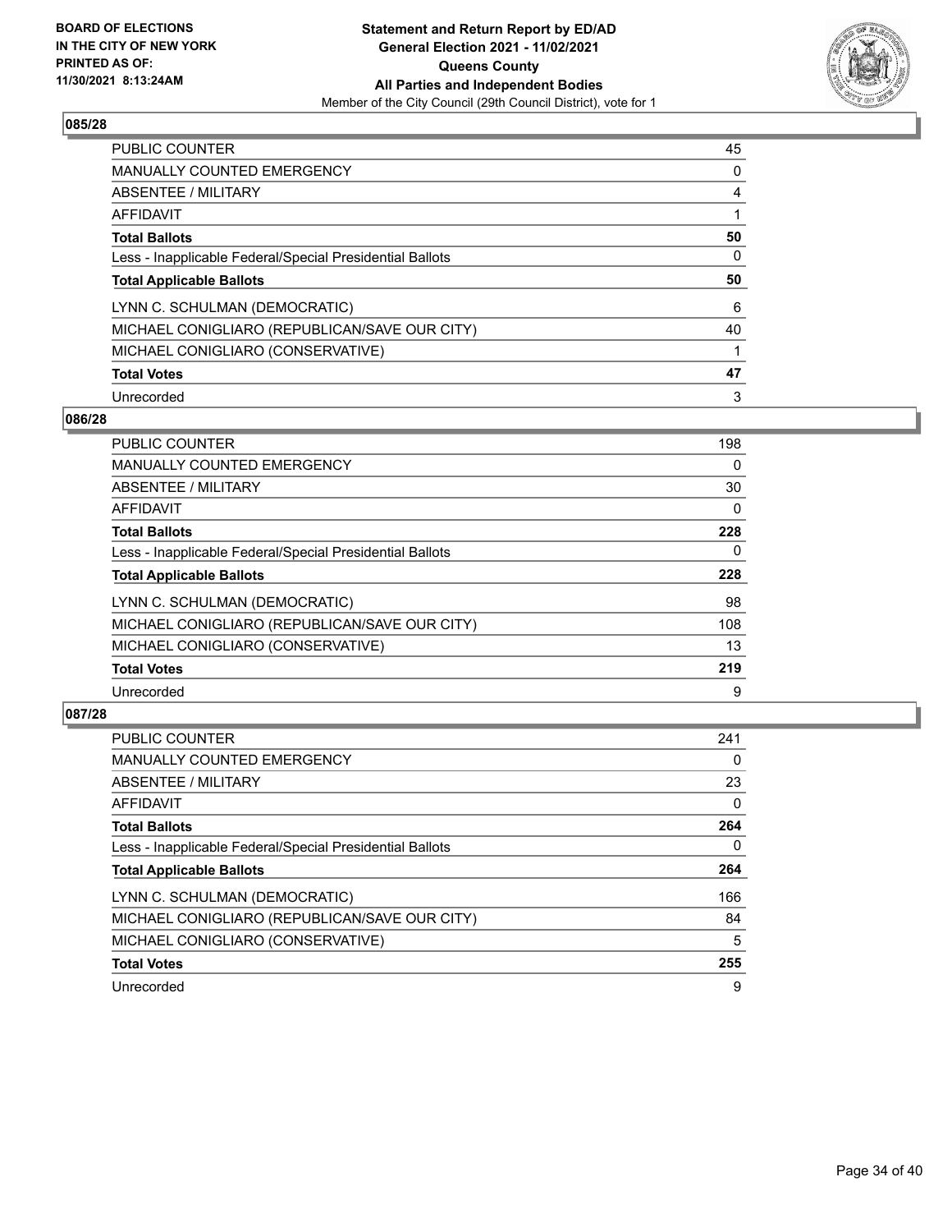**Statement and Return Report by ED/AD**
**General Election 2021 - 11/02/2021**
**Queens County**
**All Parties and Independent Bodies**
Member of the City Council (29th Council District), vote for 1

BOARD OF ELECTIONS IN THE CITY OF NEW YORK PRINTED AS OF: 11/30/2021 8:13:24AM

## 085/28

| | |
|---|---|
| PUBLIC COUNTER | 45 |
| MANUALLY COUNTED EMERGENCY | 0 |
| ABSENTEE / MILITARY | 4 |
| AFFIDAVIT | 1 |
| **Total Ballots** | **50** |
| Less - Inapplicable Federal/Special Presidential Ballots | 0 |
| **Total Applicable Ballots** | **50** |
| LYNN C. SCHULMAN (DEMOCRATIC) | 6 |
| MICHAEL CONIGLIARO (REPUBLICAN/SAVE OUR CITY) | 40 |
| MICHAEL CONIGLIARO (CONSERVATIVE) | 1 |
| **Total Votes** | **47** |
| Unrecorded | 3 |

## 086/28

| | |
|---|---|
| PUBLIC COUNTER | 198 |
| MANUALLY COUNTED EMERGENCY | 0 |
| ABSENTEE / MILITARY | 30 |
| AFFIDAVIT | 0 |
| **Total Ballots** | **228** |
| Less - Inapplicable Federal/Special Presidential Ballots | 0 |
| **Total Applicable Ballots** | **228** |
| LYNN C. SCHULMAN (DEMOCRATIC) | 98 |
| MICHAEL CONIGLIARO (REPUBLICAN/SAVE OUR CITY) | 108 |
| MICHAEL CONIGLIARO (CONSERVATIVE) | 13 |
| **Total Votes** | **219** |
| Unrecorded | 9 |

## 087/28

| | |
|---|---|
| PUBLIC COUNTER | 241 |
| MANUALLY COUNTED EMERGENCY | 0 |
| ABSENTEE / MILITARY | 23 |
| AFFIDAVIT | 0 |
| **Total Ballots** | **264** |
| Less - Inapplicable Federal/Special Presidential Ballots | 0 |
| **Total Applicable Ballots** | **264** |
| LYNN C. SCHULMAN (DEMOCRATIC) | 166 |
| MICHAEL CONIGLIARO (REPUBLICAN/SAVE OUR CITY) | 84 |
| MICHAEL CONIGLIARO (CONSERVATIVE) | 5 |
| **Total Votes** | **255** |
| Unrecorded | 9 |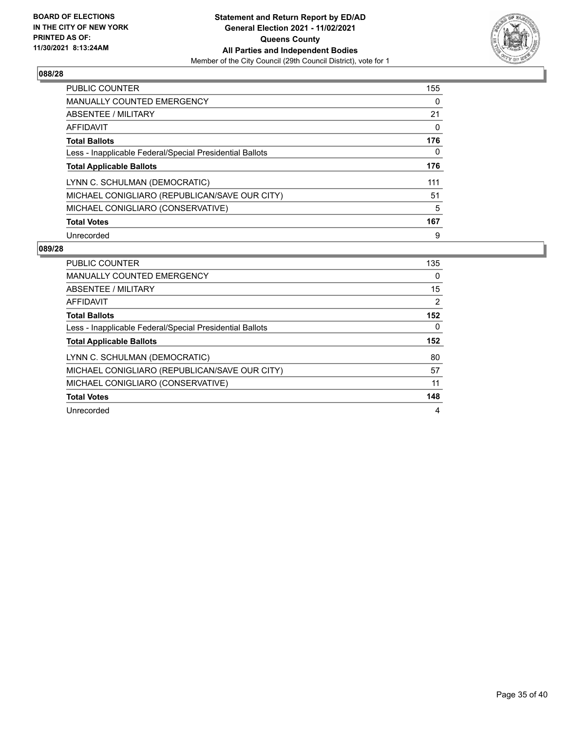BOARD OF ELECTIONS
IN THE CITY OF NEW YORK
PRINTED AS OF:
11/30/2021 8:13:24AM

**Statement and Return Report by ED/AD**
**General Election 2021 - 11/02/2021**
**Queens County**
**All Parties and Independent Bodies**
Member of the City Council (29th Council District), vote for 1

### 088/28

| | |
|---|---|
| PUBLIC COUNTER | 155 |
| MANUALLY COUNTED EMERGENCY | 0 |
| ABSENTEE / MILITARY | 21 |
| AFFIDAVIT | 0 |
| **Total Ballots** | **176** |
| Less - Inapplicable Federal/Special Presidential Ballots | 0 |
| **Total Applicable Ballots** | **176** |
| LYNN C. SCHULMAN (DEMOCRATIC) | 111 |
| MICHAEL CONIGLIARO (REPUBLICAN/SAVE OUR CITY) | 51 |
| MICHAEL CONIGLIARO (CONSERVATIVE) | 5 |
| **Total Votes** | **167** |
| Unrecorded | 9 |

### 089/28

| | |
|---|---|
| PUBLIC COUNTER | 135 |
| MANUALLY COUNTED EMERGENCY | 0 |
| ABSENTEE / MILITARY | 15 |
| AFFIDAVIT | 2 |
| **Total Ballots** | **152** |
| Less - Inapplicable Federal/Special Presidential Ballots | 0 |
| **Total Applicable Ballots** | **152** |
| LYNN C. SCHULMAN (DEMOCRATIC) | 80 |
| MICHAEL CONIGLIARO (REPUBLICAN/SAVE OUR CITY) | 57 |
| MICHAEL CONIGLIARO (CONSERVATIVE) | 11 |
| **Total Votes** | **148** |
| Unrecorded | 4 |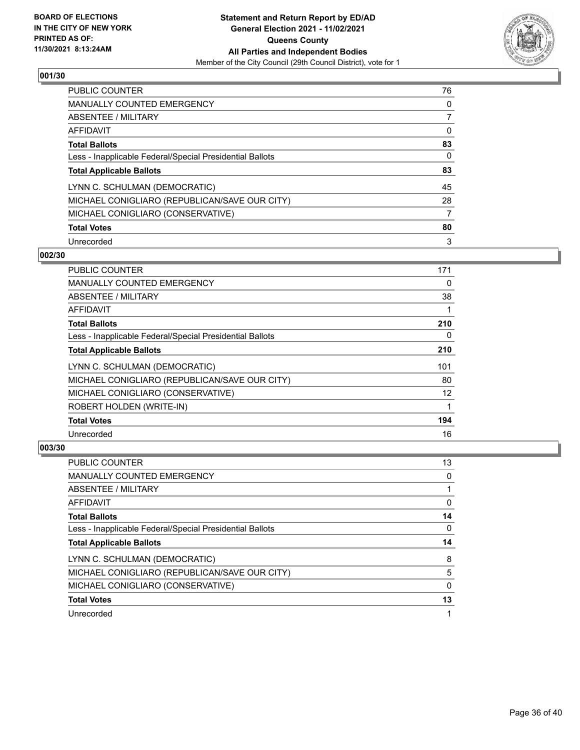**BOARD OF ELECTIONS IN THE CITY OF NEW YORK PRINTED AS OF: 11/30/2021 8:13:24AM**

**Statement and Return Report by ED/AD General Election 2021 - 11/02/2021 Queens County All Parties and Independent Bodies**
Member of the City Council (29th Council District), vote for 1

## 001/30

| | |
|---|---|
| PUBLIC COUNTER | 76 |
| MANUALLY COUNTED EMERGENCY | 0 |
| ABSENTEE / MILITARY | 7 |
| AFFIDAVIT | 0 |
| **Total Ballots** | **83** |
| Less - Inapplicable Federal/Special Presidential Ballots | 0 |
| **Total Applicable Ballots** | **83** |
| LYNN C. SCHULMAN (DEMOCRATIC) | 45 |
| MICHAEL CONIGLIARO (REPUBLICAN/SAVE OUR CITY) | 28 |
| MICHAEL CONIGLIARO (CONSERVATIVE) | 7 |
| **Total Votes** | **80** |
| Unrecorded | 3 |

## 002/30

| | |
|---|---|
| PUBLIC COUNTER | 171 |
| MANUALLY COUNTED EMERGENCY | 0 |
| ABSENTEE / MILITARY | 38 |
| AFFIDAVIT | 1 |
| **Total Ballots** | **210** |
| Less - Inapplicable Federal/Special Presidential Ballots | 0 |
| **Total Applicable Ballots** | **210** |
| LYNN C. SCHULMAN (DEMOCRATIC) | 101 |
| MICHAEL CONIGLIARO (REPUBLICAN/SAVE OUR CITY) | 80 |
| MICHAEL CONIGLIARO (CONSERVATIVE) | 12 |
| ROBERT HOLDEN (WRITE-IN) | 1 |
| **Total Votes** | **194** |
| Unrecorded | 16 |

## 003/30

| | |
|---|---|
| PUBLIC COUNTER | 13 |
| MANUALLY COUNTED EMERGENCY | 0 |
| ABSENTEE / MILITARY | 1 |
| AFFIDAVIT | 0 |
| **Total Ballots** | **14** |
| Less - Inapplicable Federal/Special Presidential Ballots | 0 |
| **Total Applicable Ballots** | **14** |
| LYNN C. SCHULMAN (DEMOCRATIC) | 8 |
| MICHAEL CONIGLIARO (REPUBLICAN/SAVE OUR CITY) | 5 |
| MICHAEL CONIGLIARO (CONSERVATIVE) | 0 |
| **Total Votes** | **13** |
| Unrecorded | 1 |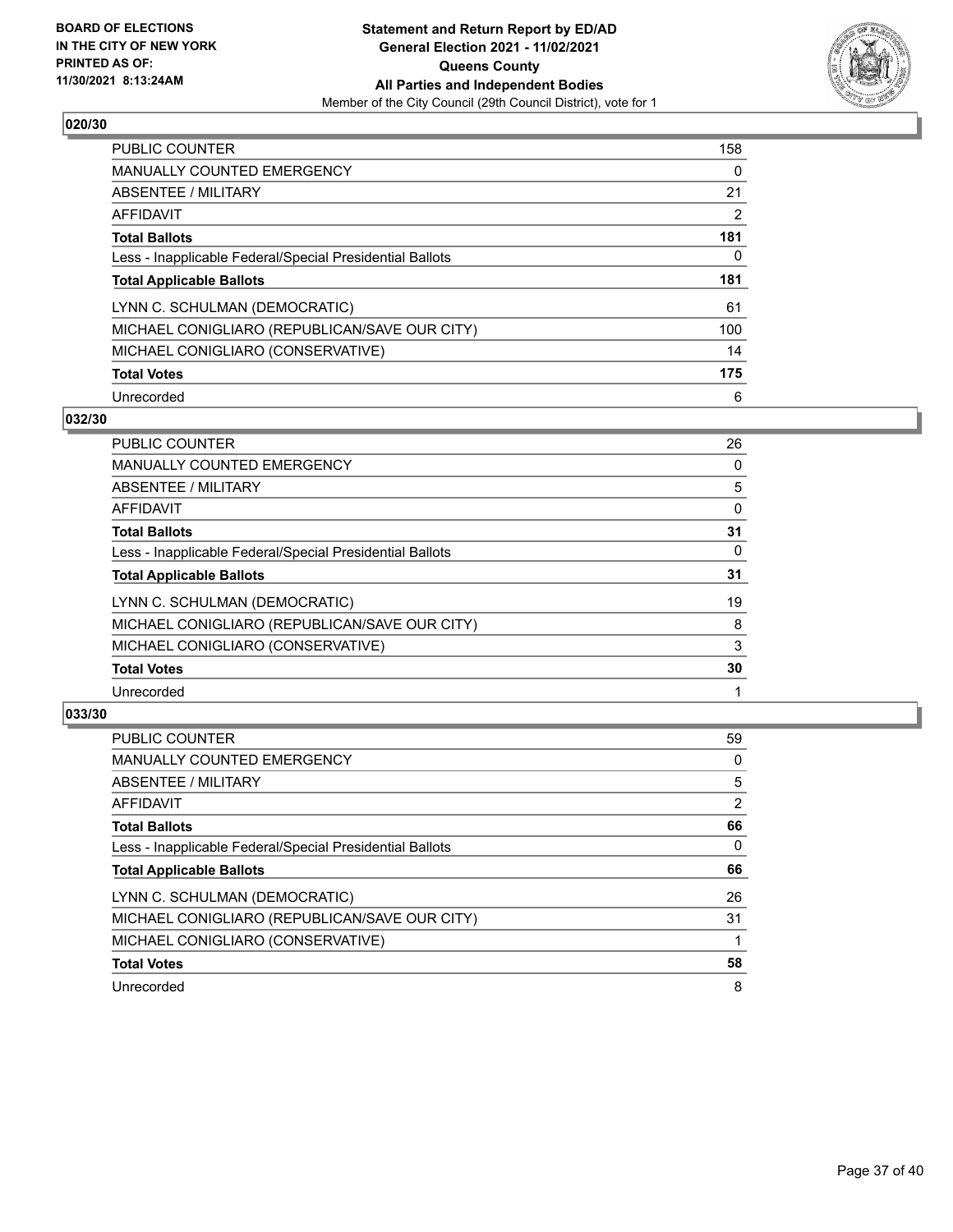**BOARD OF ELECTIONS IN THE CITY OF NEW YORK PRINTED AS OF: 11/30/2021 8:13:24AM**

**Statement and Return Report by ED/AD**
**General Election 2021 - 11/02/2021**
**Queens County**
**All Parties and Independent Bodies**
Member of the City Council (29th Council District), vote for 1

### 020/30

| | |
|---|---|
| PUBLIC COUNTER | 158 |
| MANUALLY COUNTED EMERGENCY | 0 |
| ABSENTEE / MILITARY | 21 |
| AFFIDAVIT | 2 |
| **Total Ballots** | **181** |
| Less - Inapplicable Federal/Special Presidential Ballots | 0 |
| **Total Applicable Ballots** | **181** |
| LYNN C. SCHULMAN (DEMOCRATIC) | 61 |
| MICHAEL CONIGLIARO (REPUBLICAN/SAVE OUR CITY) | 100 |
| MICHAEL CONIGLIARO (CONSERVATIVE) | 14 |
| **Total Votes** | **175** |
| Unrecorded | 6 |

### 032/30

| | |
|---|---|
| PUBLIC COUNTER | 26 |
| MANUALLY COUNTED EMERGENCY | 0 |
| ABSENTEE / MILITARY | 5 |
| AFFIDAVIT | 0 |
| **Total Ballots** | **31** |
| Less - Inapplicable Federal/Special Presidential Ballots | 0 |
| **Total Applicable Ballots** | **31** |
| LYNN C. SCHULMAN (DEMOCRATIC) | 19 |
| MICHAEL CONIGLIARO (REPUBLICAN/SAVE OUR CITY) | 8 |
| MICHAEL CONIGLIARO (CONSERVATIVE) | 3 |
| **Total Votes** | **30** |
| Unrecorded | 1 |

### 033/30

| | |
|---|---|
| PUBLIC COUNTER | 59 |
| MANUALLY COUNTED EMERGENCY | 0 |
| ABSENTEE / MILITARY | 5 |
| AFFIDAVIT | 2 |
| **Total Ballots** | **66** |
| Less - Inapplicable Federal/Special Presidential Ballots | 0 |
| **Total Applicable Ballots** | **66** |
| LYNN C. SCHULMAN (DEMOCRATIC) | 26 |
| MICHAEL CONIGLIARO (REPUBLICAN/SAVE OUR CITY) | 31 |
| MICHAEL CONIGLIARO (CONSERVATIVE) | 1 |
| **Total Votes** | **58** |
| Unrecorded | 8 |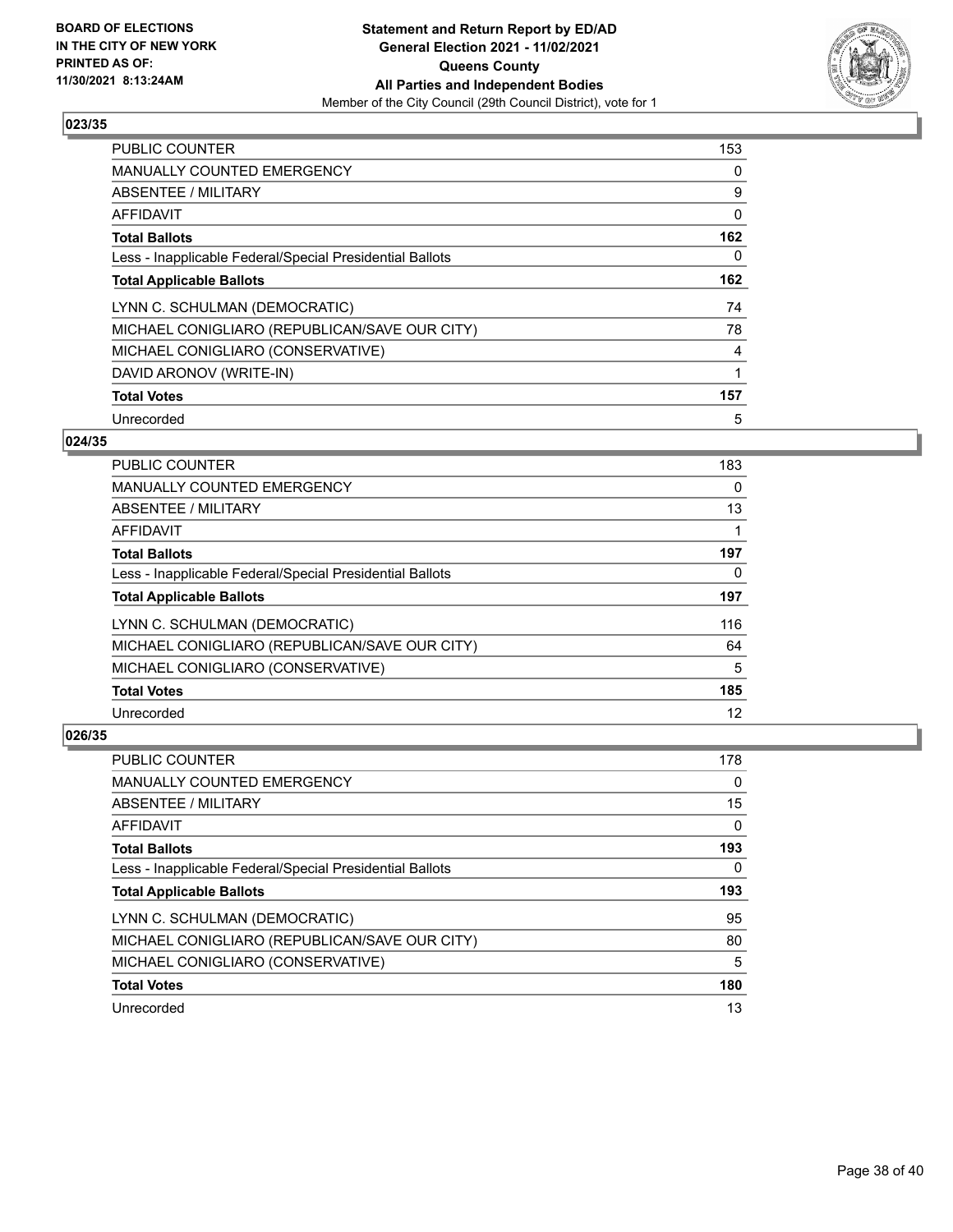**BOARD OF ELECTIONS IN THE CITY OF NEW YORK PRINTED AS OF: 11/30/2021 8:13:24AM**

**Statement and Return Report by ED/AD General Election 2021 - 11/02/2021 Queens County All Parties and Independent Bodies**

Member of the City Council (29th Council District), vote for 1

## 023/35

| | |
|---|---|
| PUBLIC COUNTER | 153 |
| MANUALLY COUNTED EMERGENCY | 0 |
| ABSENTEE / MILITARY | 9 |
| AFFIDAVIT | 0 |
| **Total Ballots** | **162** |
| Less - Inapplicable Federal/Special Presidential Ballots | 0 |
| **Total Applicable Ballots** | **162** |
| LYNN C. SCHULMAN (DEMOCRATIC) | 74 |
| MICHAEL CONIGLIARO (REPUBLICAN/SAVE OUR CITY) | 78 |
| MICHAEL CONIGLIARO (CONSERVATIVE) | 4 |
| DAVID ARONOV (WRITE-IN) | 1 |
| **Total Votes** | **157** |
| Unrecorded | 5 |

## 024/35

| | |
|---|---|
| PUBLIC COUNTER | 183 |
| MANUALLY COUNTED EMERGENCY | 0 |
| ABSENTEE / MILITARY | 13 |
| AFFIDAVIT | 1 |
| **Total Ballots** | **197** |
| Less - Inapplicable Federal/Special Presidential Ballots | 0 |
| **Total Applicable Ballots** | **197** |
| LYNN C. SCHULMAN (DEMOCRATIC) | 116 |
| MICHAEL CONIGLIARO (REPUBLICAN/SAVE OUR CITY) | 64 |
| MICHAEL CONIGLIARO (CONSERVATIVE) | 5 |
| **Total Votes** | **185** |
| Unrecorded | 12 |

## 026/35

| | |
|---|---|
| PUBLIC COUNTER | 178 |
| MANUALLY COUNTED EMERGENCY | 0 |
| ABSENTEE / MILITARY | 15 |
| AFFIDAVIT | 0 |
| **Total Ballots** | **193** |
| Less - Inapplicable Federal/Special Presidential Ballots | 0 |
| **Total Applicable Ballots** | **193** |
| LYNN C. SCHULMAN (DEMOCRATIC) | 95 |
| MICHAEL CONIGLIARO (REPUBLICAN/SAVE OUR CITY) | 80 |
| MICHAEL CONIGLIARO (CONSERVATIVE) | 5 |
| **Total Votes** | **180** |
| Unrecorded | 13 |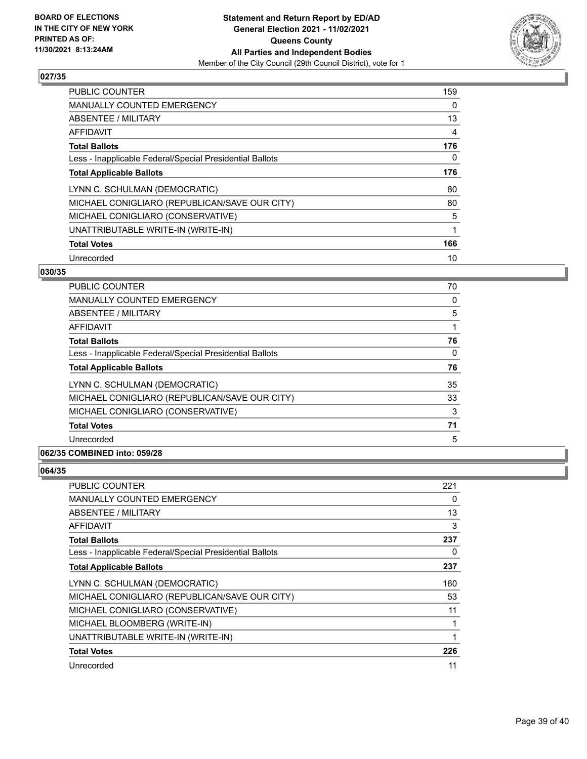### 027/35

| | |
|---|---|
| PUBLIC COUNTER | 159 |
| MANUALLY COUNTED EMERGENCY | 0 |
| ABSENTEE / MILITARY | 13 |
| AFFIDAVIT | 4 |
| **Total Ballots** | **176** |
| Less - Inapplicable Federal/Special Presidential Ballots | 0 |
| **Total Applicable Ballots** | **176** |
| LYNN C. SCHULMAN (DEMOCRATIC) | 80 |
| MICHAEL CONIGLIARO (REPUBLICAN/SAVE OUR CITY) | 80 |
| MICHAEL CONIGLIARO (CONSERVATIVE) | 5 |
| UNATTRIBUTABLE WRITE-IN (WRITE-IN) | 1 |
| **Total Votes** | **166** |
| Unrecorded | 10 |

### 030/35

| | |
|---|---|
| PUBLIC COUNTER | 70 |
| MANUALLY COUNTED EMERGENCY | 0 |
| ABSENTEE / MILITARY | 5 |
| AFFIDAVIT | 1 |
| **Total Ballots** | **76** |
| Less - Inapplicable Federal/Special Presidential Ballots | 0 |
| **Total Applicable Ballots** | **76** |
| LYNN C. SCHULMAN (DEMOCRATIC) | 35 |
| MICHAEL CONIGLIARO (REPUBLICAN/SAVE OUR CITY) | 33 |
| MICHAEL CONIGLIARO (CONSERVATIVE) | 3 |
| **Total Votes** | **71** |
| Unrecorded | 5 |

### 062/35 COMBINED into: 059/28

### 064/35

| | |
|---|---|
| PUBLIC COUNTER | 221 |
| MANUALLY COUNTED EMERGENCY | 0 |
| ABSENTEE / MILITARY | 13 |
| AFFIDAVIT | 3 |
| **Total Ballots** | **237** |
| Less - Inapplicable Federal/Special Presidential Ballots | 0 |
| **Total Applicable Ballots** | **237** |
| LYNN C. SCHULMAN (DEMOCRATIC) | 160 |
| MICHAEL CONIGLIARO (REPUBLICAN/SAVE OUR CITY) | 53 |
| MICHAEL CONIGLIARO (CONSERVATIVE) | 11 |
| MICHAEL BLOOMBERG (WRITE-IN) | 1 |
| UNATTRIBUTABLE WRITE-IN (WRITE-IN) | 1 |
| **Total Votes** | **226** |
| Unrecorded | 11 |